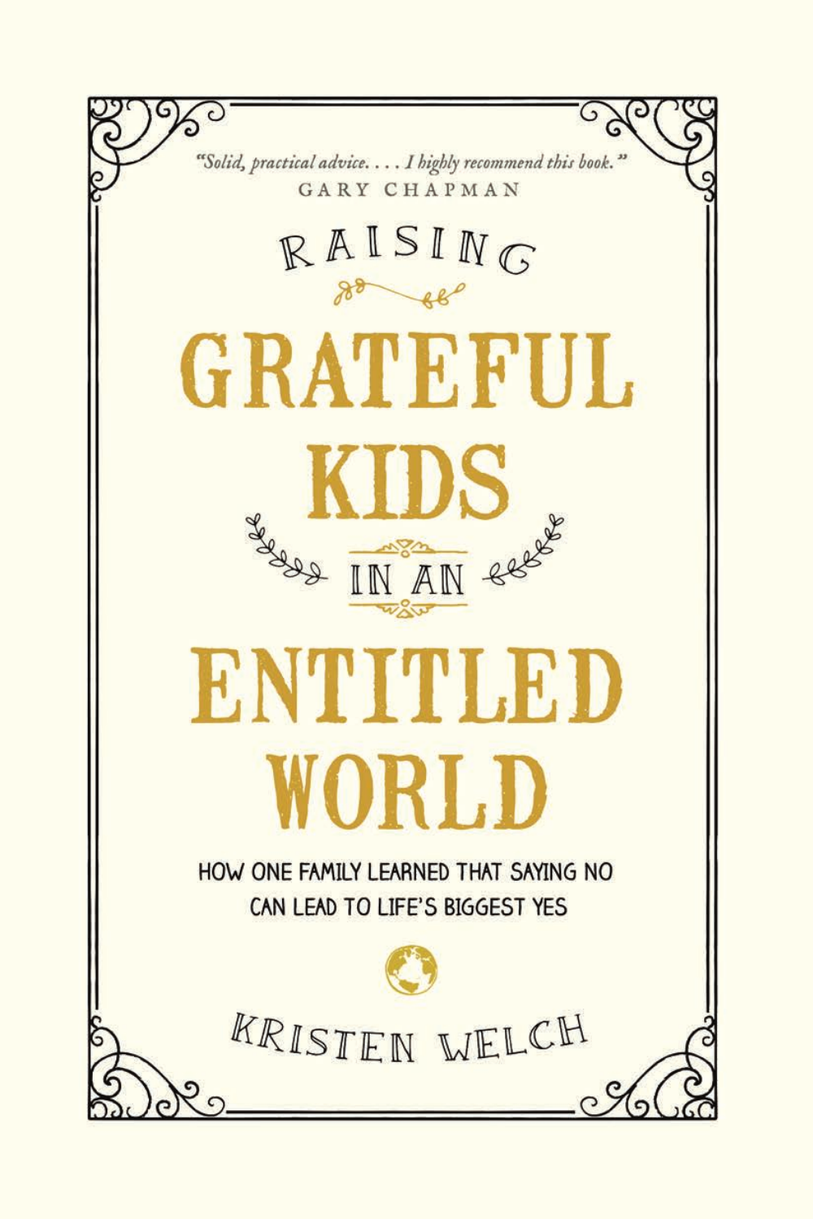*"Solid, practical advice. . . . I highly recommend this book."*
GARY CHAPMAN

# RAISING GRATEFUL KIDS IN AN ENTITLED WORLD

HOW ONE FAMILY LEARNED THAT SAYING NO CAN LEAD TO LIFE'S BIGGEST YES

KRISTEN WELCH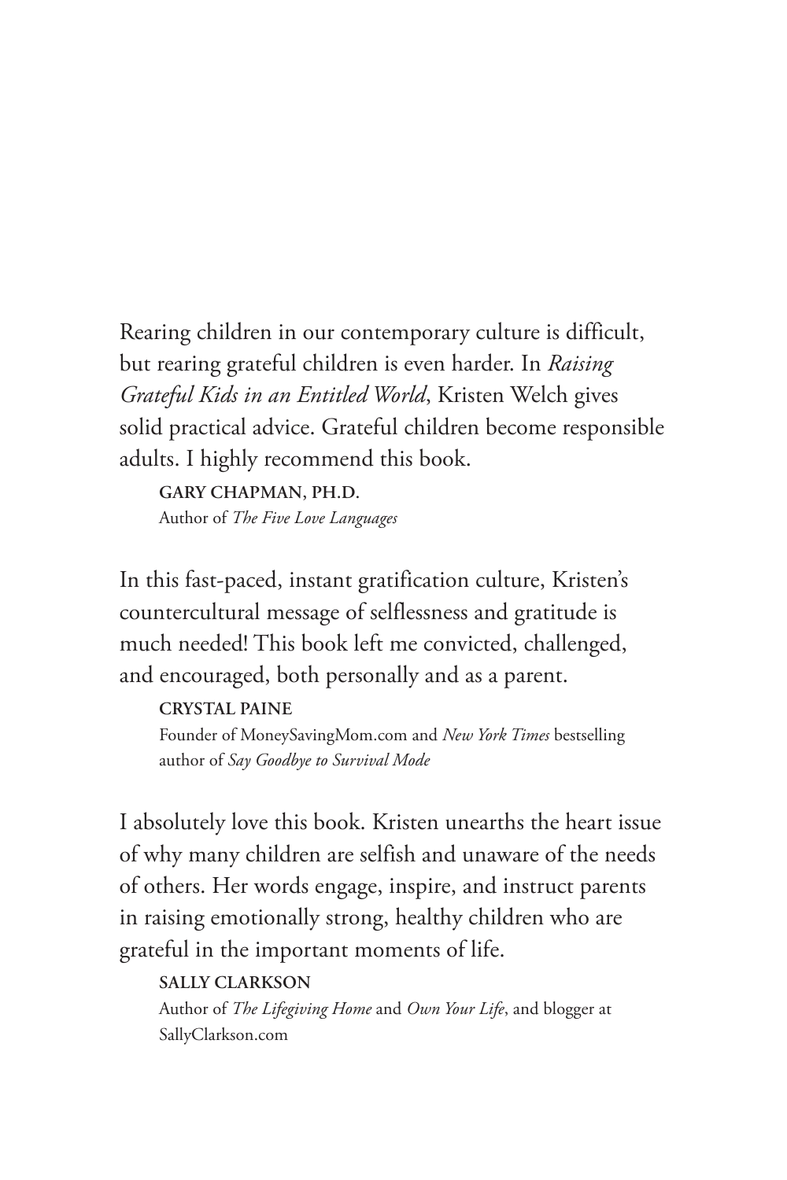Rearing children in our contemporary culture is difficult, but rearing grateful children is even harder. In *Raising Grateful Kids in an Entitled World*, Kristen Welch gives solid practical advice. Grateful children become responsible adults. I highly recommend this book.

> **GARY CHAPMAN, PH.D.**
> Author of *The Five Love Languages*

In this fast-paced, instant gratification culture, Kristen's countercultural message of selflessness and gratitude is much needed! This book left me convicted, challenged, and encouraged, both personally and as a parent.

> **CRYSTAL PAINE**
> Founder of MoneySavingMom.com and *New York Times* bestselling author of *Say Goodbye to Survival Mode*

I absolutely love this book. Kristen unearths the heart issue of why many children are selfish and unaware of the needs of others. Her words engage, inspire, and instruct parents in raising emotionally strong, healthy children who are grateful in the important moments of life.

> **SALLY CLARKSON**
> Author of *The Lifegiving Home* and *Own Your Life*, and blogger at SallyClarkson.com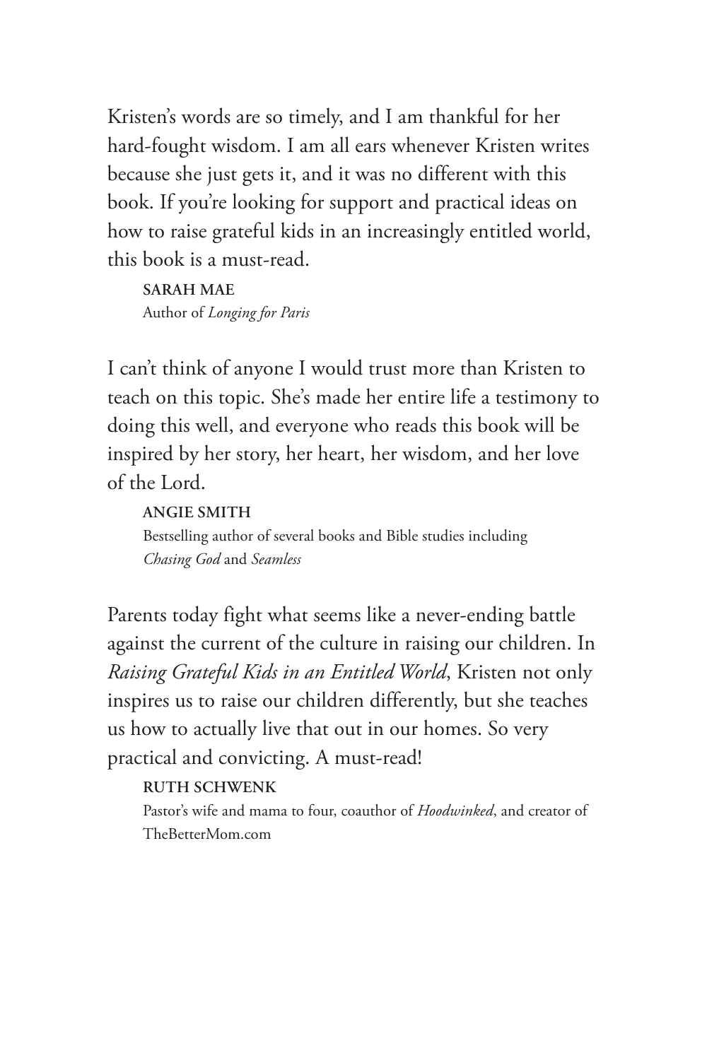Kristen's words are so timely, and I am thankful for her hard-fought wisdom. I am all ears whenever Kristen writes because she just gets it, and it was no different with this book. If you're looking for support and practical ideas on how to raise grateful kids in an increasingly entitled world, this book is a must-read.

**SARAH MAE**
Author of *Longing for Paris*

I can't think of anyone I would trust more than Kristen to teach on this topic. She's made her entire life a testimony to doing this well, and everyone who reads this book will be inspired by her story, her heart, her wisdom, and her love of the Lord.

**ANGIE SMITH**
Bestselling author of several books and Bible studies including *Chasing God* and *Seamless*

Parents today fight what seems like a never-ending battle against the current of the culture in raising our children. In *Raising Grateful Kids in an Entitled World*, Kristen not only inspires us to raise our children differently, but she teaches us how to actually live that out in our homes. So very practical and convicting. A must-read!

**RUTH SCHWENK**
Pastor's wife and mama to four, coauthor of *Hoodwinked*, and creator of TheBetterMom.com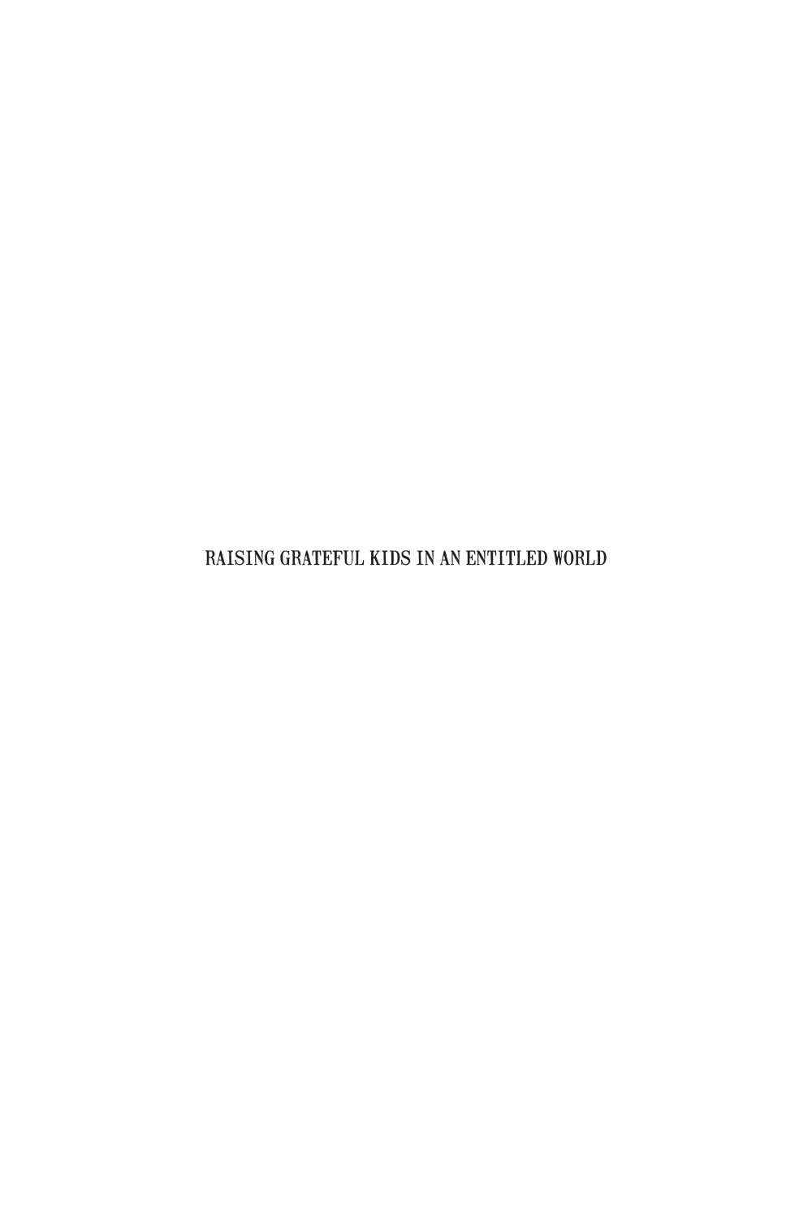RAISING GRATEFUL KIDS IN AN ENTITLED WORLD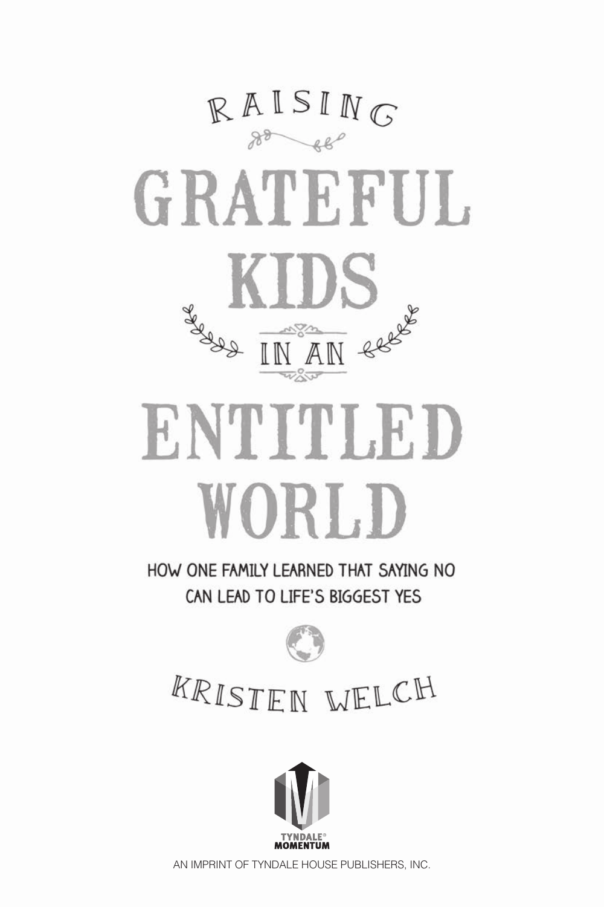# Raising Grateful Kids in an Entitled World

## How One Family Learned That Saying No Can Lead to Life's Biggest Yes

### Kristen Welch

TYNDALE® MOMENTUM

AN IMPRINT OF TYNDALE HOUSE PUBLISHERS, INC.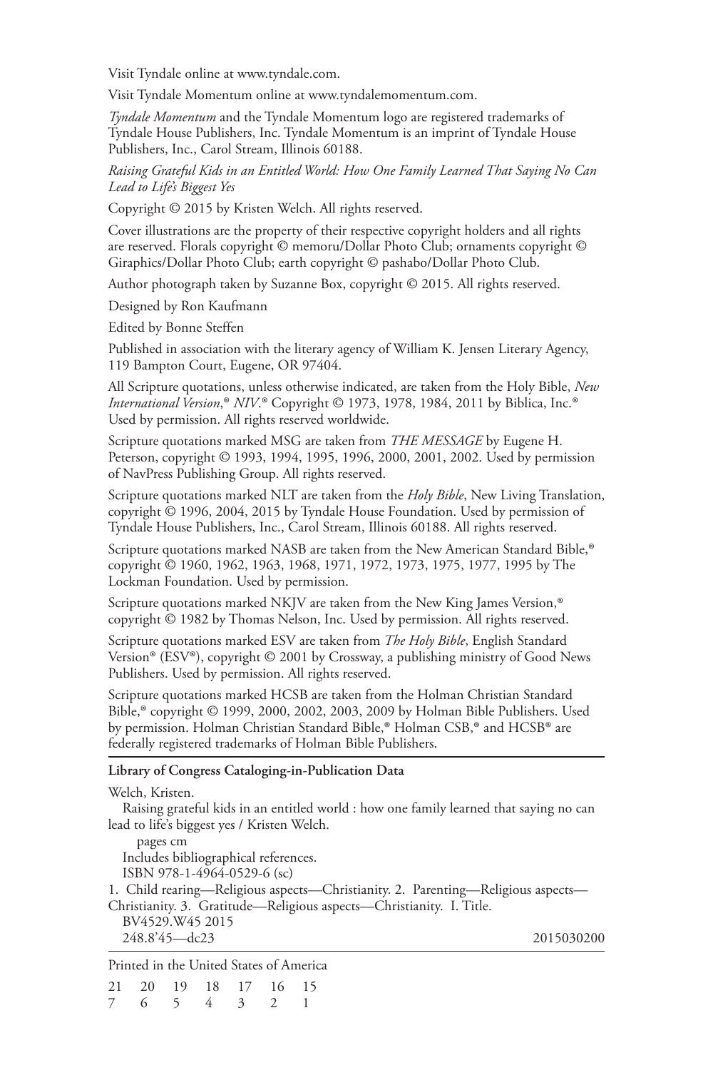Visit Tyndale online at www.tyndale.com.

Visit Tyndale Momentum online at www.tyndalemomentum.com.

*Tyndale Momentum* and the Tyndale Momentum logo are registered trademarks of Tyndale House Publishers, Inc. Tyndale Momentum is an imprint of Tyndale House Publishers, Inc., Carol Stream, Illinois 60188.

*Raising Grateful Kids in an Entitled World: How One Family Learned That Saying No Can Lead to Life's Biggest Yes*

Copyright © 2015 by Kristen Welch. All rights reserved.

Cover illustrations are the property of their respective copyright holders and all rights are reserved. Florals copyright © memoru/Dollar Photo Club; ornaments copyright © Giraphics/Dollar Photo Club; earth copyright © pashabo/Dollar Photo Club.

Author photograph taken by Suzanne Box, copyright © 2015. All rights reserved.

Designed by Ron Kaufmann

Edited by Bonne Steffen

Published in association with the literary agency of William K. Jensen Literary Agency, 119 Bampton Court, Eugene, OR 97404.

All Scripture quotations, unless otherwise indicated, are taken from the Holy Bible, *New International Version*,® *NIV*.® Copyright © 1973, 1978, 1984, 2011 by Biblica, Inc.® Used by permission. All rights reserved worldwide.

Scripture quotations marked MSG are taken from *THE MESSAGE* by Eugene H. Peterson, copyright © 1993, 1994, 1995, 1996, 2000, 2001, 2002. Used by permission of NavPress Publishing Group. All rights reserved.

Scripture quotations marked NLT are taken from the *Holy Bible*, New Living Translation, copyright © 1996, 2004, 2015 by Tyndale House Foundation. Used by permission of Tyndale House Publishers, Inc., Carol Stream, Illinois 60188. All rights reserved.

Scripture quotations marked NASB are taken from the New American Standard Bible,® copyright © 1960, 1962, 1963, 1968, 1971, 1972, 1973, 1975, 1977, 1995 by The Lockman Foundation. Used by permission.

Scripture quotations marked NKJV are taken from the New King James Version,® copyright © 1982 by Thomas Nelson, Inc. Used by permission. All rights reserved.

Scripture quotations marked ESV are taken from *The Holy Bible*, English Standard Version® (ESV®), copyright © 2001 by Crossway, a publishing ministry of Good News Publishers. Used by permission. All rights reserved.

Scripture quotations marked HCSB are taken from the Holman Christian Standard Bible,® copyright © 1999, 2000, 2002, 2003, 2009 by Holman Bible Publishers. Used by permission. Holman Christian Standard Bible,® Holman CSB,® and HCSB® are federally registered trademarks of Holman Bible Publishers.

---

**Library of Congress Cataloging-in-Publication Data**

Welch, Kristen.

Raising grateful kids in an entitled world : how one family learned that saying no can lead to life's biggest yes / Kristen Welch.

pages cm

Includes bibliographical references.

ISBN 978-1-4964-0529-6 (sc)

1. Child rearing—Religious aspects—Christianity. 2. Parenting—Religious aspects—Christianity. 3. Gratitude—Religious aspects—Christianity. I. Title.

BV4529.W45 2015

248.8'45—dc23 2015030200

---

Printed in the United States of America

21 20 19 18 17 16 15
7 6 5 4 3 2 1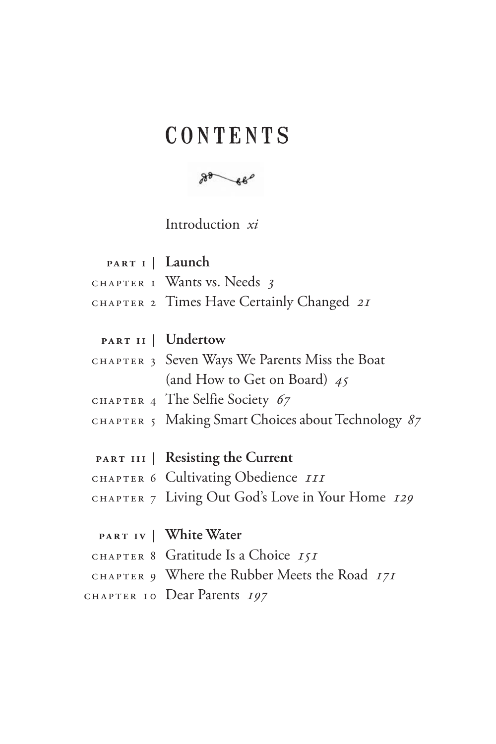# CONTENTS

Introduction *xi*

**PART I | Launch**

CHAPTER 1 Wants vs. Needs *3*

CHAPTER 2 Times Have Certainly Changed *21*

**PART II | Undertow**

CHAPTER 3 Seven Ways We Parents Miss the Boat (and How to Get on Board) *45*

CHAPTER 4 The Selfie Society *67*

CHAPTER 5 Making Smart Choices about Technology *87*

**PART III | Resisting the Current**

CHAPTER 6 Cultivating Obedience *111*

CHAPTER 7 Living Out God's Love in Your Home *129*

**PART IV | White Water**

CHAPTER 8 Gratitude Is a Choice *151*

CHAPTER 9 Where the Rubber Meets the Road *171*

CHAPTER 10 Dear Parents *197*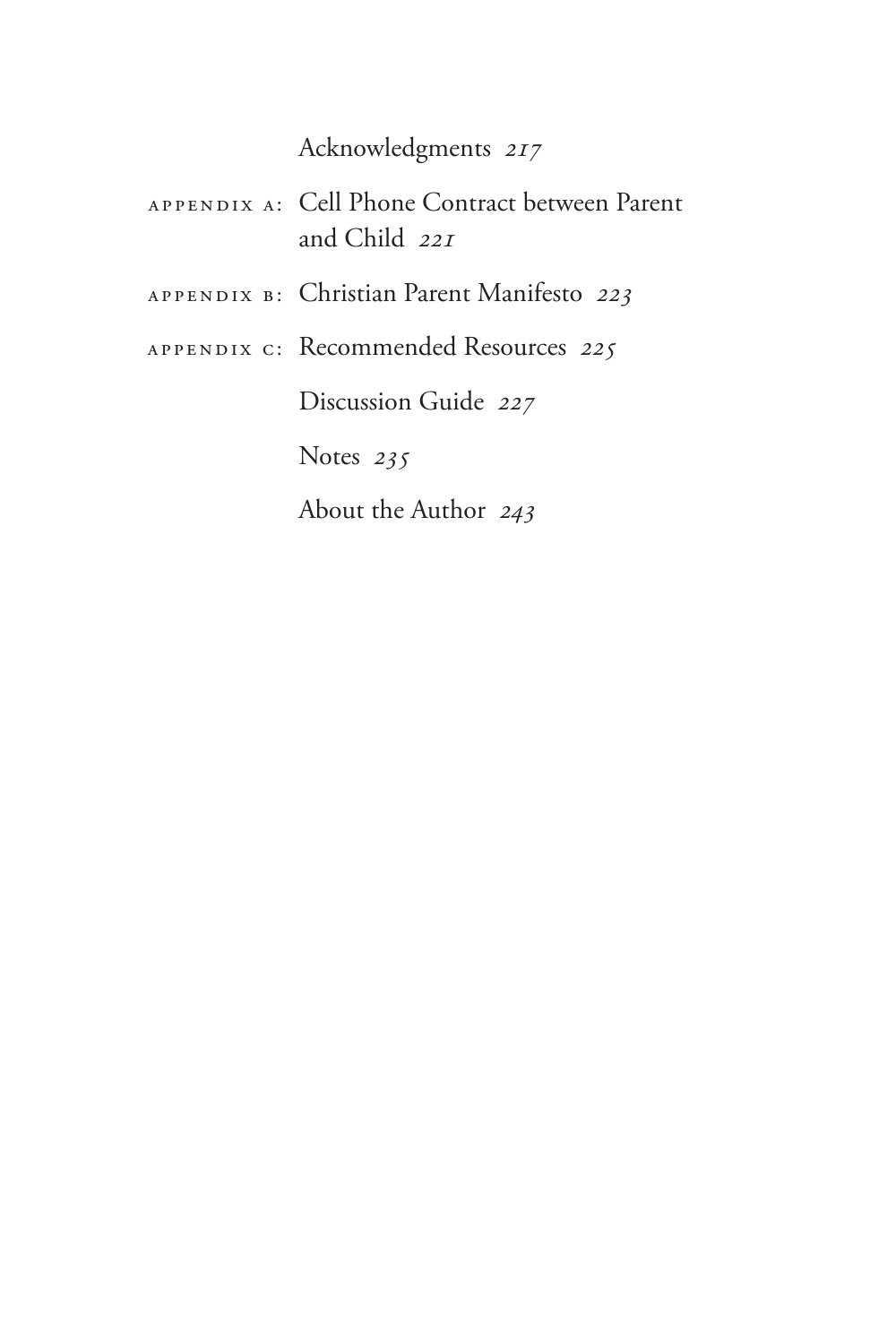Acknowledgments *217*

APPENDIX A: Cell Phone Contract between Parent and Child *221*

APPENDIX B: Christian Parent Manifesto *223*

APPENDIX C: Recommended Resources *225*

Discussion Guide *227*

Notes *235*

About the Author *243*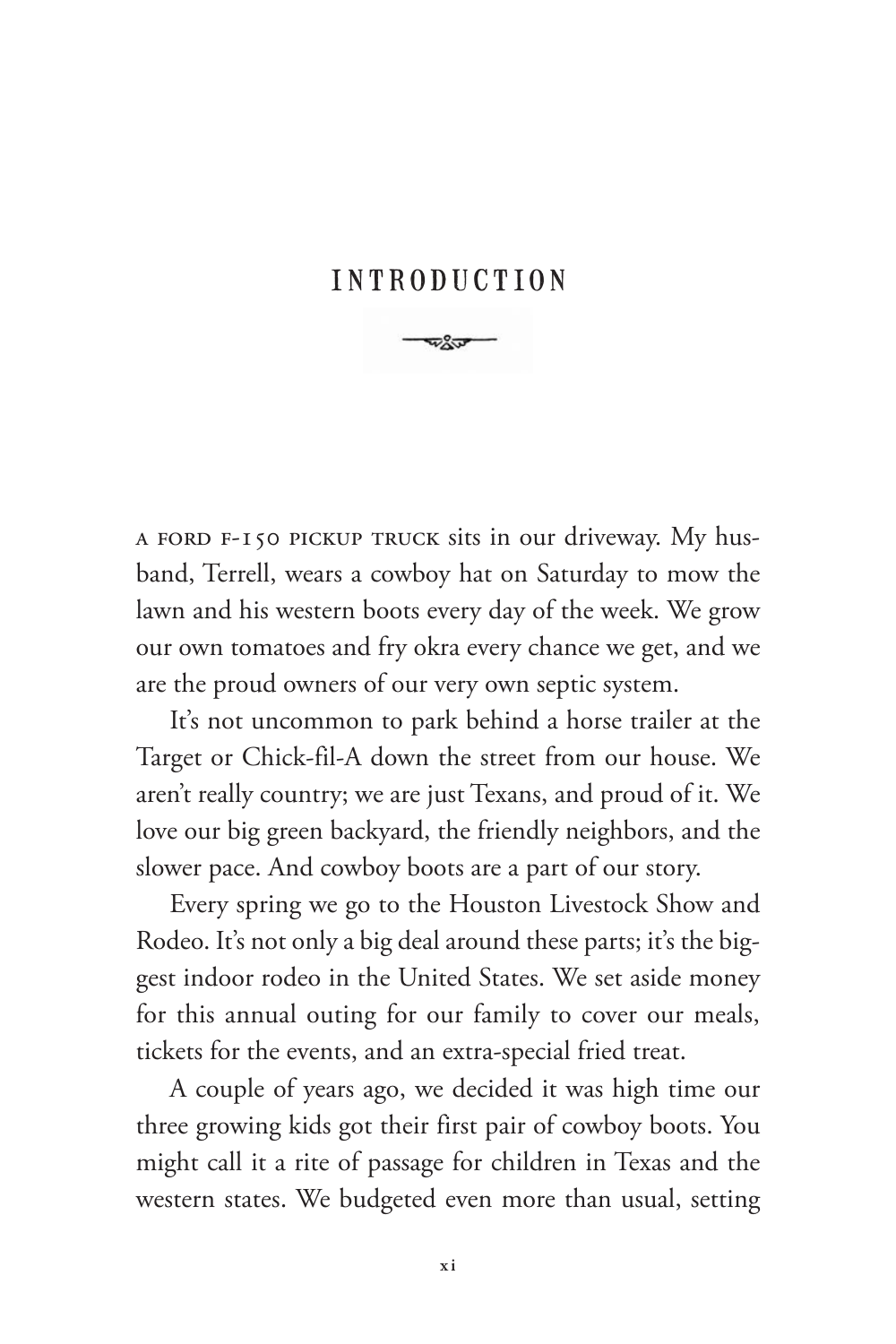# INTRODUCTION

A FORD F-150 PICKUP TRUCK sits in our driveway. My husband, Terrell, wears a cowboy hat on Saturday to mow the lawn and his western boots every day of the week. We grow our own tomatoes and fry okra every chance we get, and we are the proud owners of our very own septic system.

It's not uncommon to park behind a horse trailer at the Target or Chick-fil-A down the street from our house. We aren't really country; we are just Texans, and proud of it. We love our big green backyard, the friendly neighbors, and the slower pace. And cowboy boots are a part of our story.

Every spring we go to the Houston Livestock Show and Rodeo. It's not only a big deal around these parts; it's the biggest indoor rodeo in the United States. We set aside money for this annual outing for our family to cover our meals, tickets for the events, and an extra-special fried treat.

A couple of years ago, we decided it was high time our three growing kids got their first pair of cowboy boots. You might call it a rite of passage for children in Texas and the western states. We budgeted even more than usual, setting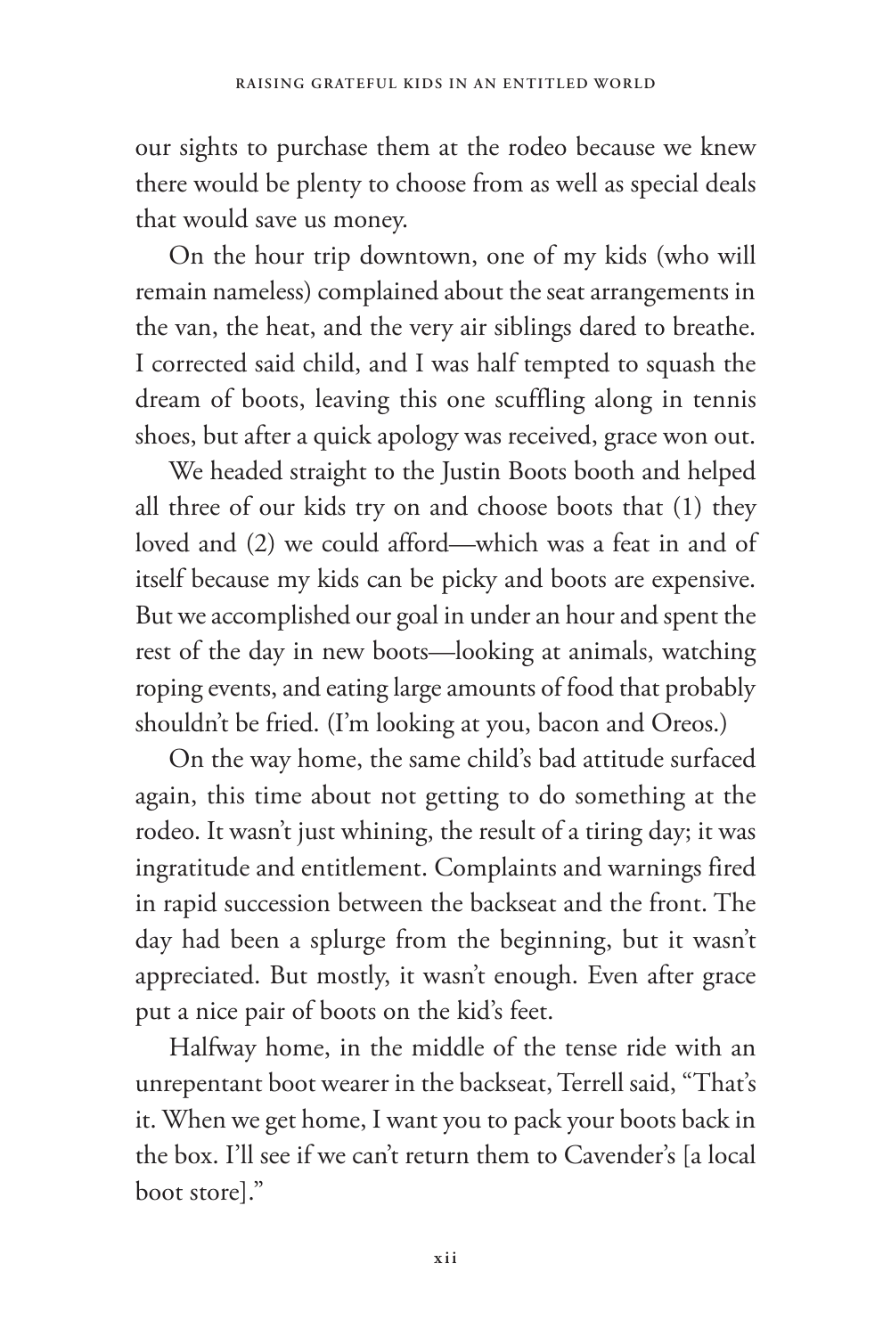our sights to purchase them at the rodeo because we knew there would be plenty to choose from as well as special deals that would save us money.

On the hour trip downtown, one of my kids (who will remain nameless) complained about the seat arrangements in the van, the heat, and the very air siblings dared to breathe. I corrected said child, and I was half tempted to squash the dream of boots, leaving this one scuffling along in tennis shoes, but after a quick apology was received, grace won out.

We headed straight to the Justin Boots booth and helped all three of our kids try on and choose boots that (1) they loved and (2) we could afford—which was a feat in and of itself because my kids can be picky and boots are expensive. But we accomplished our goal in under an hour and spent the rest of the day in new boots—looking at animals, watching roping events, and eating large amounts of food that probably shouldn't be fried. (I'm looking at you, bacon and Oreos.)

On the way home, the same child's bad attitude surfaced again, this time about not getting to do something at the rodeo. It wasn't just whining, the result of a tiring day; it was ingratitude and entitlement. Complaints and warnings fired in rapid succession between the backseat and the front. The day had been a splurge from the beginning, but it wasn't appreciated. But mostly, it wasn't enough. Even after grace put a nice pair of boots on the kid's feet.

Halfway home, in the middle of the tense ride with an unrepentant boot wearer in the backseat, Terrell said, "That's it. When we get home, I want you to pack your boots back in the box. I'll see if we can't return them to Cavender's [a local boot store]."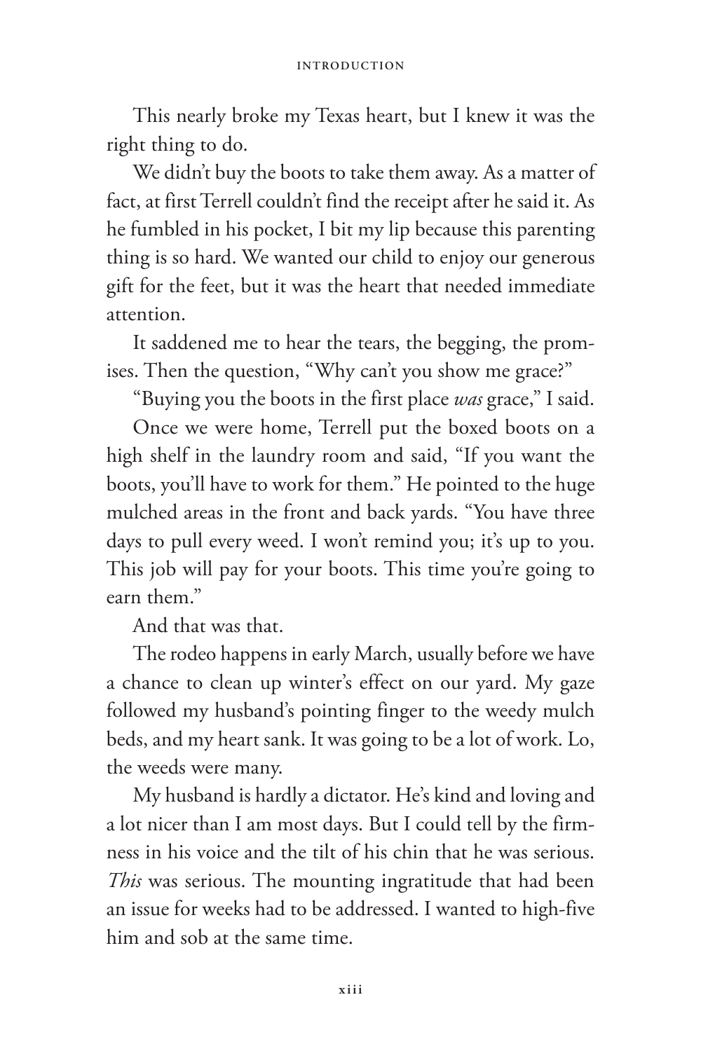This nearly broke my Texas heart, but I knew it was the right thing to do.

We didn't buy the boots to take them away. As a matter of fact, at first Terrell couldn't find the receipt after he said it. As he fumbled in his pocket, I bit my lip because this parenting thing is so hard. We wanted our child to enjoy our generous gift for the feet, but it was the heart that needed immediate attention.

It saddened me to hear the tears, the begging, the promises. Then the question, "Why can't you show me grace?"

"Buying you the boots in the first place *was* grace," I said.

Once we were home, Terrell put the boxed boots on a high shelf in the laundry room and said, "If you want the boots, you'll have to work for them." He pointed to the huge mulched areas in the front and back yards. "You have three days to pull every weed. I won't remind you; it's up to you. This job will pay for your boots. This time you're going to earn them."

And that was that.

The rodeo happens in early March, usually before we have a chance to clean up winter's effect on our yard. My gaze followed my husband's pointing finger to the weedy mulch beds, and my heart sank. It was going to be a lot of work. Lo, the weeds were many.

My husband is hardly a dictator. He's kind and loving and a lot nicer than I am most days. But I could tell by the firmness in his voice and the tilt of his chin that he was serious. *This* was serious. The mounting ingratitude that had been an issue for weeks had to be addressed. I wanted to high-five him and sob at the same time.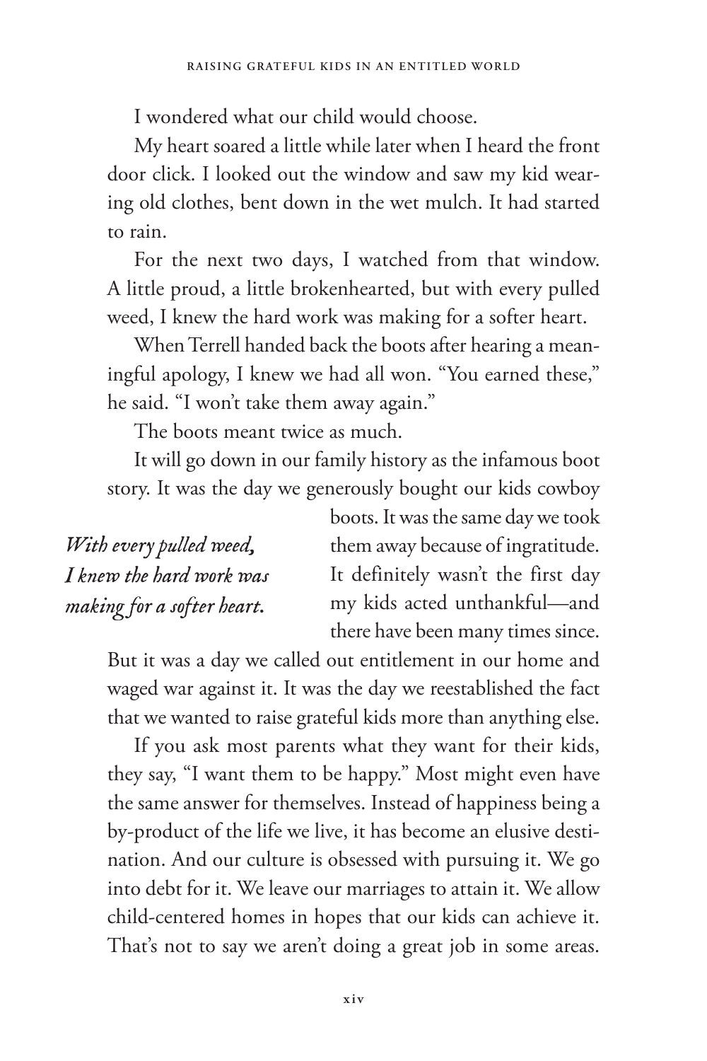I wondered what our child would choose.

My heart soared a little while later when I heard the front door click. I looked out the window and saw my kid wearing old clothes, bent down in the wet mulch. It had started to rain.

For the next two days, I watched from that window. A little proud, a little brokenhearted, but with every pulled weed, I knew the hard work was making for a softer heart.

When Terrell handed back the boots after hearing a meaningful apology, I knew we had all won. "You earned these," he said. "I won't take them away again."

The boots meant twice as much.

It will go down in our family history as the infamous boot story. It was the day we generously bought our kids cowboy boots. It was the same day we took them away because of ingratitude. It definitely wasn't the first day my kids acted unthankful—and there have been many times since. But it was a day we called out entitlement in our home and waged war against it. It was the day we reestablished the fact that we wanted to raise grateful kids more than anything else.

*With every pulled weed, I knew the hard work was making for a softer heart.*

If you ask most parents what they want for their kids, they say, "I want them to be happy." Most might even have the same answer for themselves. Instead of happiness being a by-product of the life we live, it has become an elusive destination. And our culture is obsessed with pursuing it. We go into debt for it. We leave our marriages to attain it. We allow child-centered homes in hopes that our kids can achieve it. That's not to say we aren't doing a great job in some areas.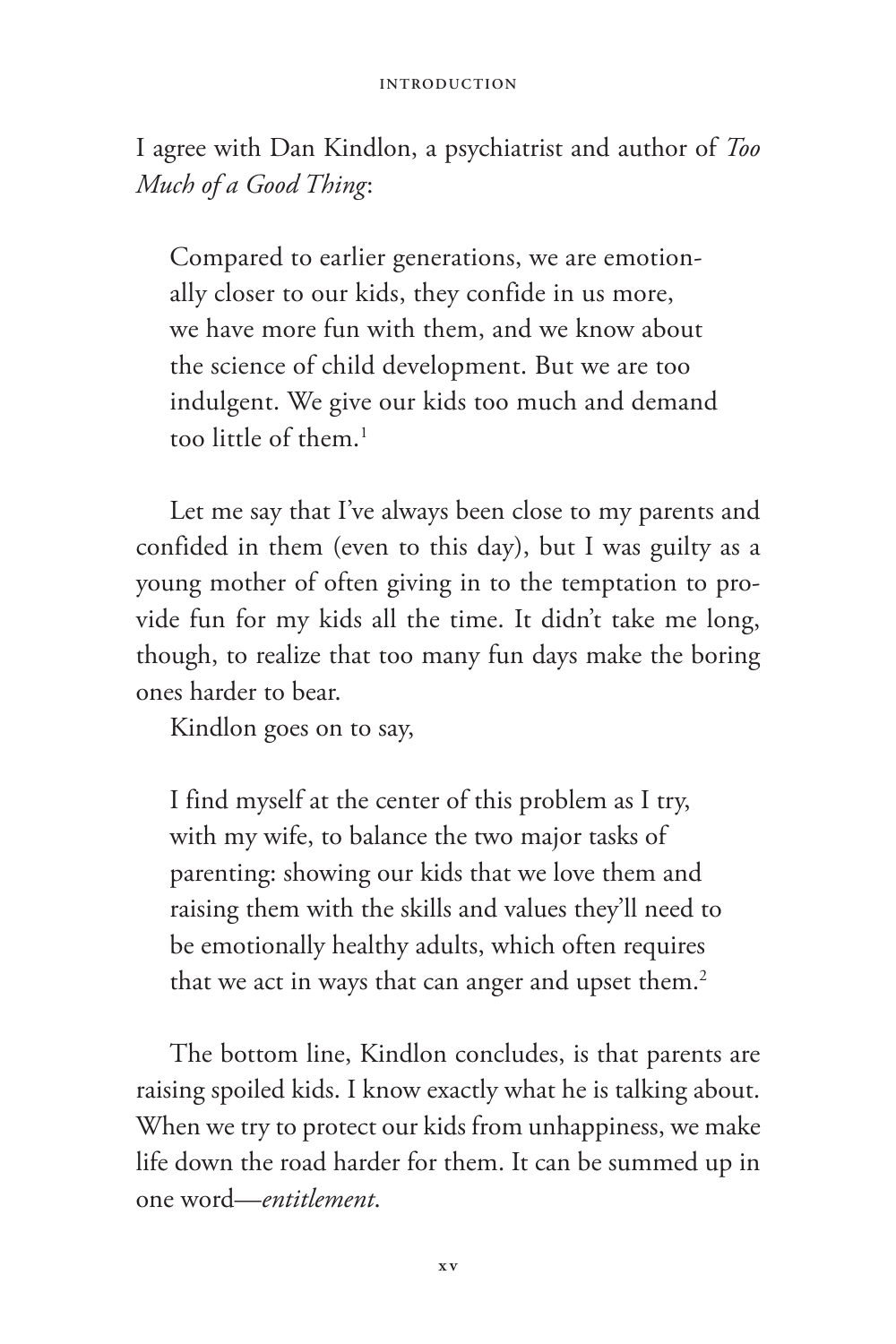I agree with Dan Kindlon, a psychiatrist and author of *Too Much of a Good Thing*:

> Compared to earlier generations, we are emotionally closer to our kids, they confide in us more, we have more fun with them, and we know about the science of child development. But we are too indulgent. We give our kids too much and demand too little of them.[1]

Let me say that I've always been close to my parents and confided in them (even to this day), but I was guilty as a young mother of often giving in to the temptation to provide fun for my kids all the time. It didn't take me long, though, to realize that too many fun days make the boring ones harder to bear.

Kindlon goes on to say,

> I find myself at the center of this problem as I try, with my wife, to balance the two major tasks of parenting: showing our kids that we love them and raising them with the skills and values they'll need to be emotionally healthy adults, which often requires that we act in ways that can anger and upset them.[2]

The bottom line, Kindlon concludes, is that parents are raising spoiled kids. I know exactly what he is talking about. When we try to protect our kids from unhappiness, we make life down the road harder for them. It can be summed up in one word—*entitlement*.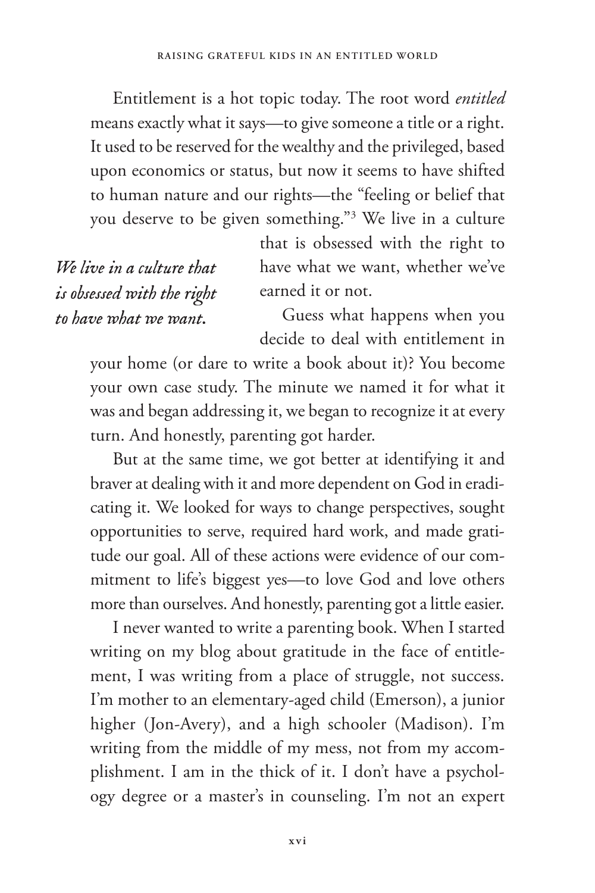Entitlement is a hot topic today. The root word *entitled* means exactly what it says—to give someone a title or a right. It used to be reserved for the wealthy and the privileged, based upon economics or status, but now it seems to have shifted to human nature and our rights—the "feeling or belief that you deserve to be given something."[3] We live in a culture that is obsessed with the right to have what we want, whether we've earned it or not.

*We live in a culture that is obsessed with the right to have what we want.*

Guess what happens when you decide to deal with entitlement in your home (or dare to write a book about it)? You become your own case study. The minute we named it for what it was and began addressing it, we began to recognize it at every turn. And honestly, parenting got harder.

But at the same time, we got better at identifying it and braver at dealing with it and more dependent on God in eradicating it. We looked for ways to change perspectives, sought opportunities to serve, required hard work, and made gratitude our goal. All of these actions were evidence of our commitment to life's biggest yes—to love God and love others more than ourselves. And honestly, parenting got a little easier.

I never wanted to write a parenting book. When I started writing on my blog about gratitude in the face of entitlement, I was writing from a place of struggle, not success. I'm mother to an elementary-aged child (Emerson), a junior higher (Jon-Avery), and a high schooler (Madison). I'm writing from the middle of my mess, not from my accomplishment. I am in the thick of it. I don't have a psychology degree or a master's in counseling. I'm not an expert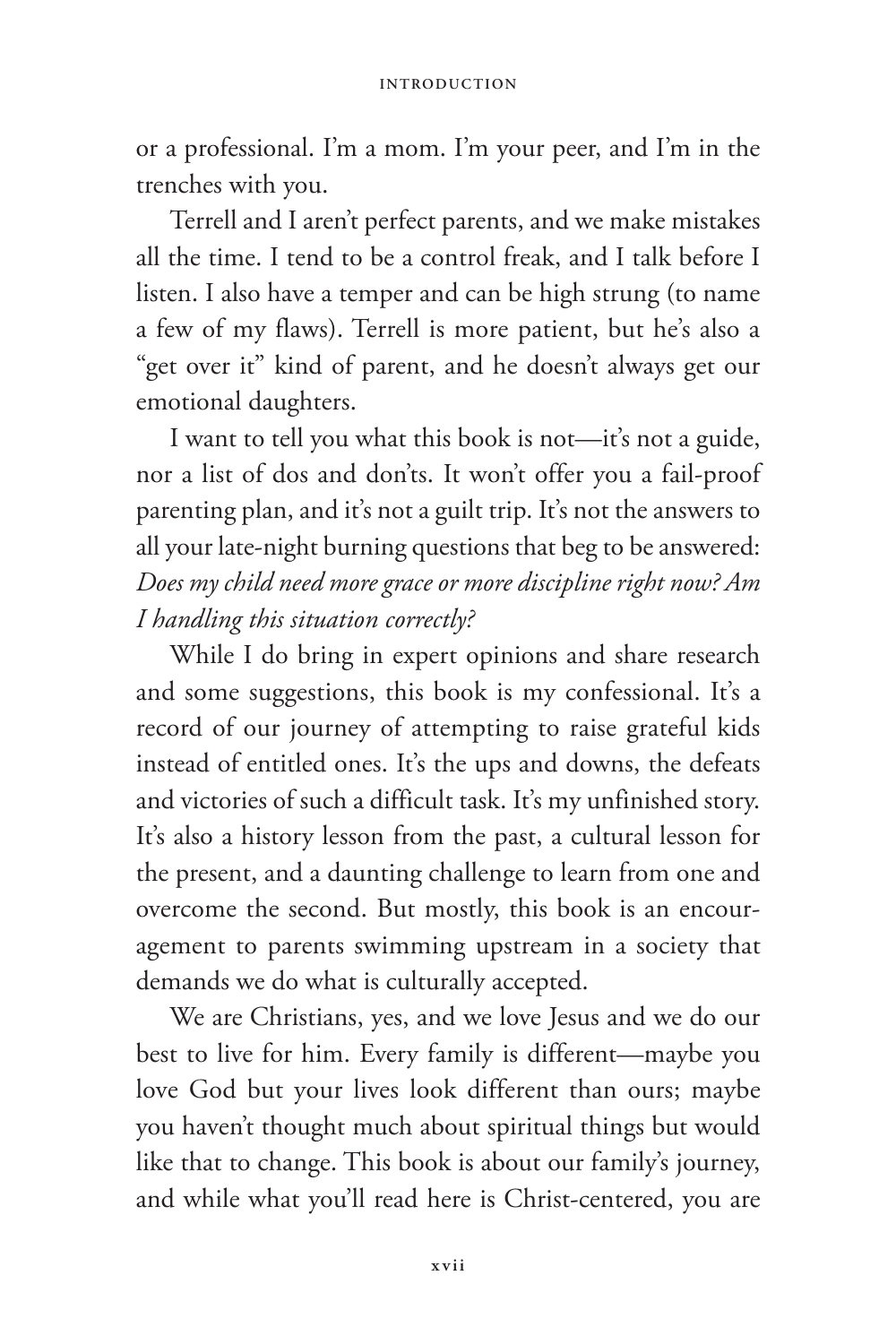or a professional. I'm a mom. I'm your peer, and I'm in the trenches with you.

Terrell and I aren't perfect parents, and we make mistakes all the time. I tend to be a control freak, and I talk before I listen. I also have a temper and can be high strung (to name a few of my flaws). Terrell is more patient, but he's also a "get over it" kind of parent, and he doesn't always get our emotional daughters.

I want to tell you what this book is not—it's not a guide, nor a list of dos and don'ts. It won't offer you a fail-proof parenting plan, and it's not a guilt trip. It's not the answers to all your late-night burning questions that beg to be answered: *Does my child need more grace or more discipline right now? Am I handling this situation correctly?*

While I do bring in expert opinions and share research and some suggestions, this book is my confessional. It's a record of our journey of attempting to raise grateful kids instead of entitled ones. It's the ups and downs, the defeats and victories of such a difficult task. It's my unfinished story. It's also a history lesson from the past, a cultural lesson for the present, and a daunting challenge to learn from one and overcome the second. But mostly, this book is an encouragement to parents swimming upstream in a society that demands we do what is culturally accepted.

We are Christians, yes, and we love Jesus and we do our best to live for him. Every family is different—maybe you love God but your lives look different than ours; maybe you haven't thought much about spiritual things but would like that to change. This book is about our family's journey, and while what you'll read here is Christ-centered, you are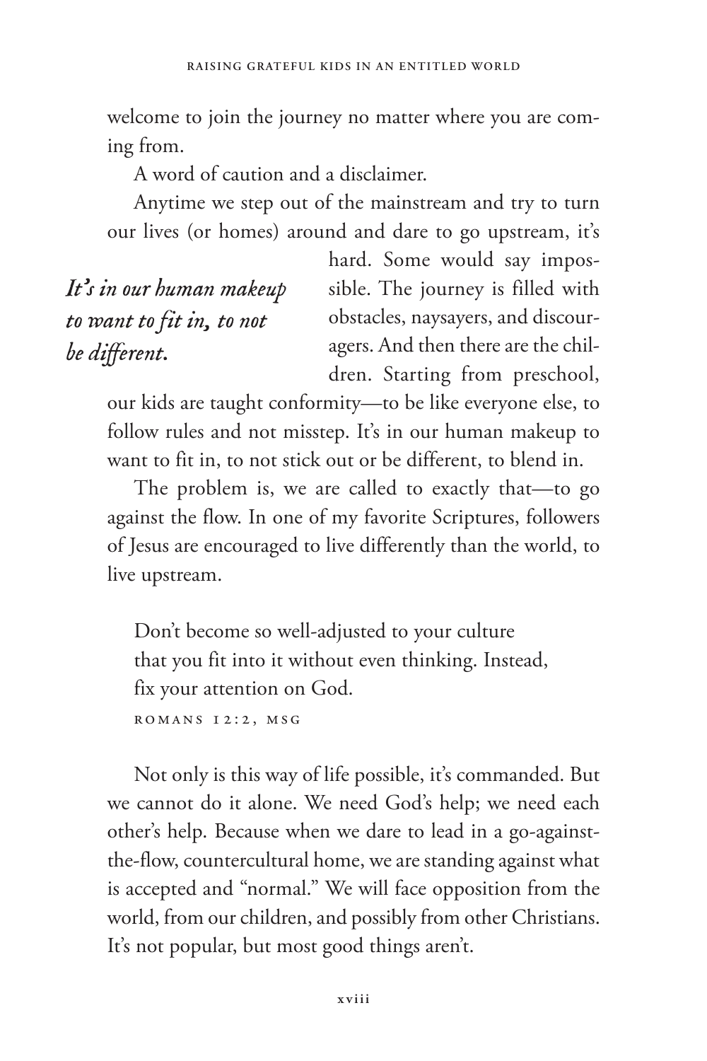welcome to join the journey no matter where you are coming from.

A word of caution and a disclaimer.

Anytime we step out of the mainstream and try to turn our lives (or homes) around and dare to go upstream, it's hard. Some would say impossible. The journey is filled with obstacles, naysayers, and discouragers. And then there are the children. Starting from preschool, our kids are taught conformity—to be like everyone else, to follow rules and not misstep. It's in our human makeup to want to fit in, to not stick out or be different, to blend in.

> ***It's in our human makeup to want to fit in, to not be different.***

The problem is, we are called to exactly that—to go against the flow. In one of my favorite Scriptures, followers of Jesus are encouraged to live differently than the world, to live upstream.

> Don't become so well-adjusted to your culture
> that you fit into it without even thinking. Instead,
> fix your attention on God.
>
> ROMANS 12:2, MSG

Not only is this way of life possible, it's commanded. But we cannot do it alone. We need God's help; we need each other's help. Because when we dare to lead in a go-against-the-flow, countercultural home, we are standing against what is accepted and "normal." We will face opposition from the world, from our children, and possibly from other Christians. It's not popular, but most good things aren't.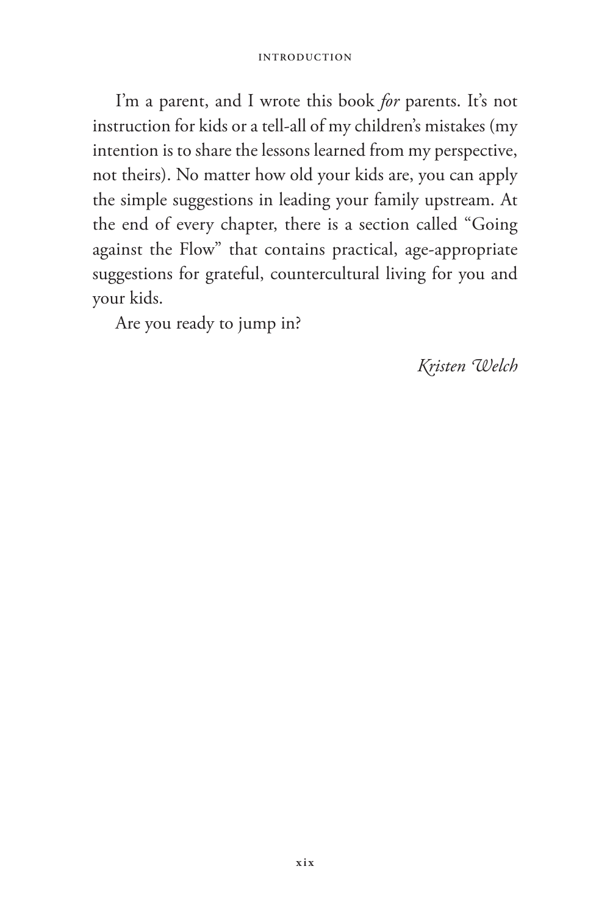I'm a parent, and I wrote this book *for* parents. It's not instruction for kids or a tell-all of my children's mistakes (my intention is to share the lessons learned from my perspective, not theirs). No matter how old your kids are, you can apply the simple suggestions in leading your family upstream. At the end of every chapter, there is a section called "Going against the Flow" that contains practical, age-appropriate suggestions for grateful, countercultural living for you and your kids.

Are you ready to jump in?

*Kristen Welch*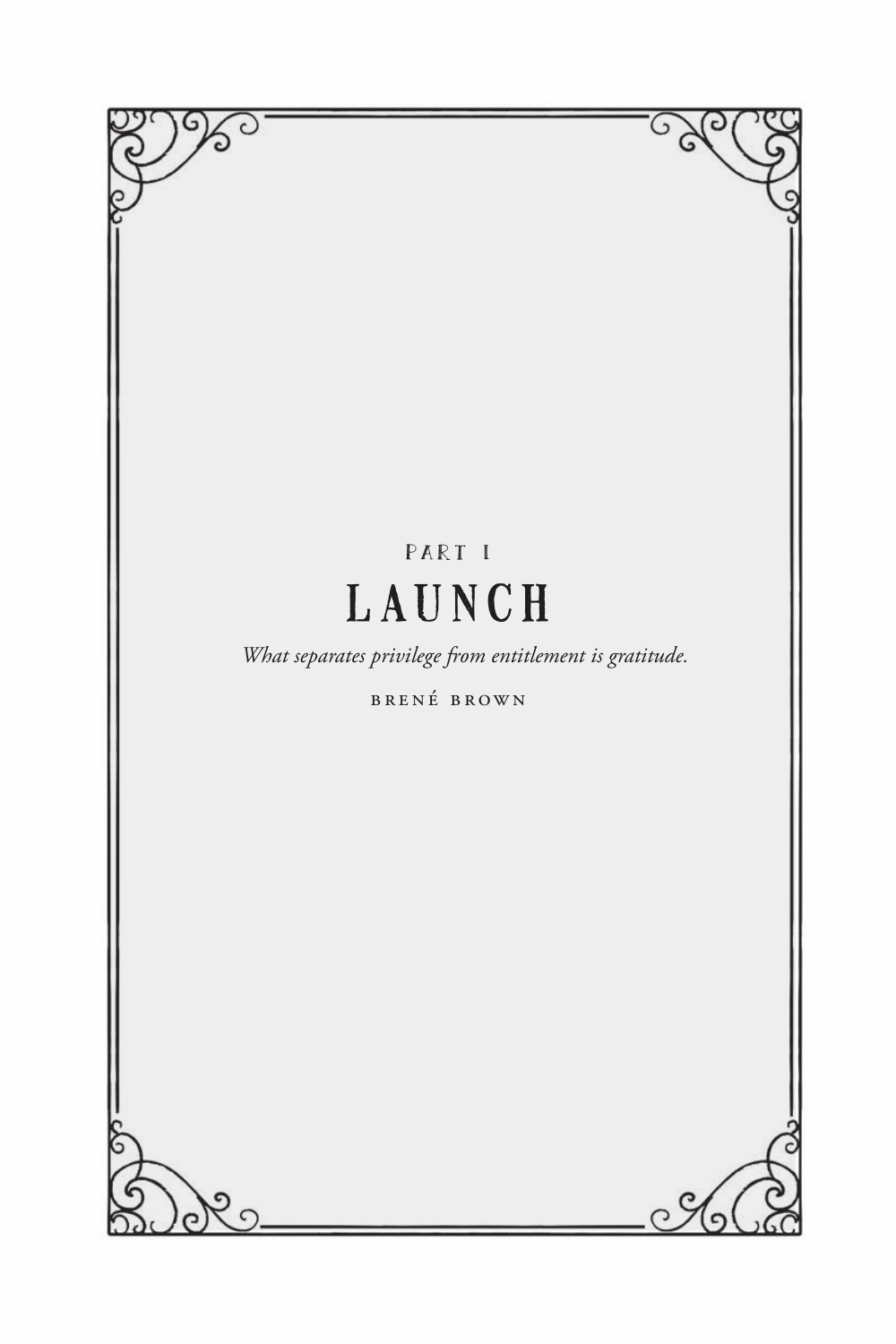# PART I

# LAUNCH

*What separates privilege from entitlement is gratitude.*

BRENÉ BROWN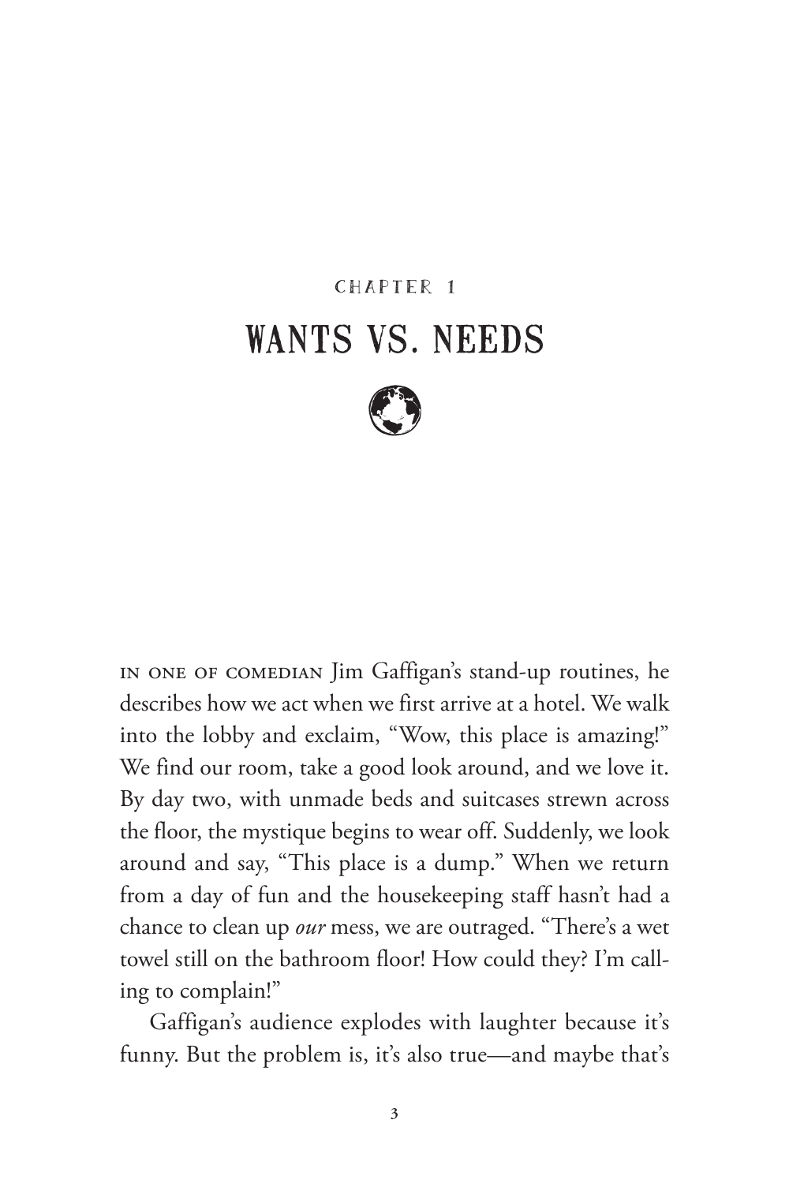CHAPTER 1

# WANTS VS. NEEDS

IN ONE OF COMEDIAN Jim Gaffigan's stand-up routines, he describes how we act when we first arrive at a hotel. We walk into the lobby and exclaim, "Wow, this place is amazing!" We find our room, take a good look around, and we love it. By day two, with unmade beds and suitcases strewn across the floor, the mystique begins to wear off. Suddenly, we look around and say, "This place is a dump." When we return from a day of fun and the housekeeping staff hasn't had a chance to clean up *our* mess, we are outraged. "There's a wet towel still on the bathroom floor! How could they? I'm calling to complain!"

Gaffigan's audience explodes with laughter because it's funny. But the problem is, it's also true—and maybe that's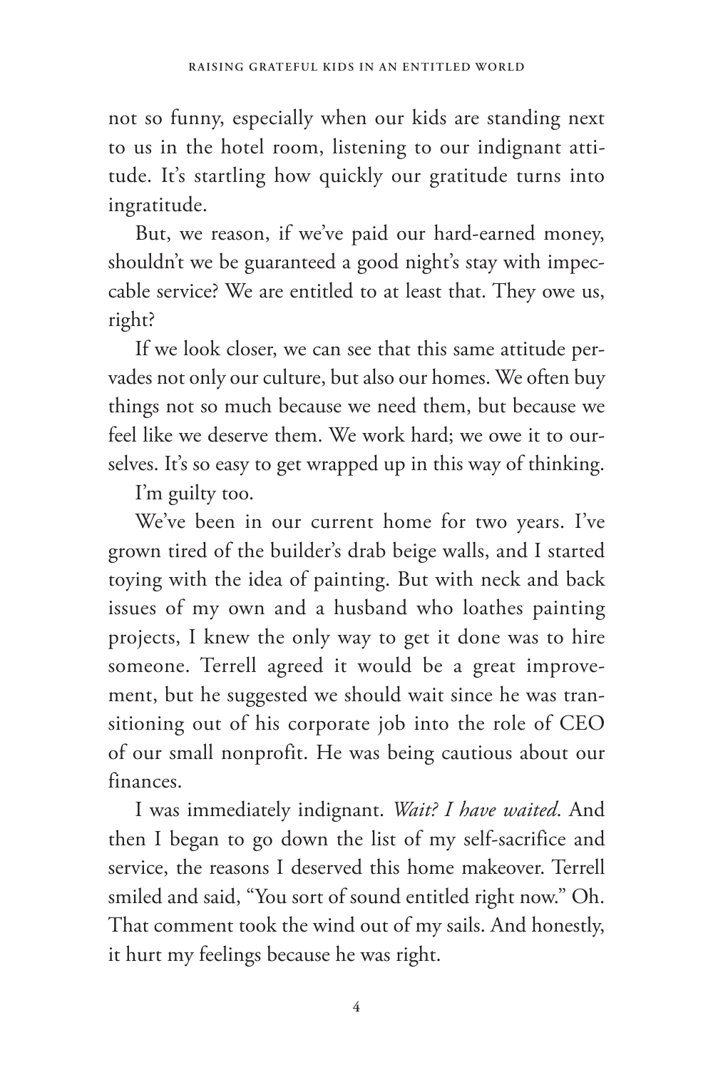not so funny, especially when our kids are standing next to us in the hotel room, listening to our indignant attitude. It's startling how quickly our gratitude turns into ingratitude.

But, we reason, if we've paid our hard-earned money, shouldn't we be guaranteed a good night's stay with impeccable service? We are entitled to at least that. They owe us, right?

If we look closer, we can see that this same attitude pervades not only our culture, but also our homes. We often buy things not so much because we need them, but because we feel like we deserve them. We work hard; we owe it to ourselves. It's so easy to get wrapped up in this way of thinking.

I'm guilty too.

We've been in our current home for two years. I've grown tired of the builder's drab beige walls, and I started toying with the idea of painting. But with neck and back issues of my own and a husband who loathes painting projects, I knew the only way to get it done was to hire someone. Terrell agreed it would be a great improvement, but he suggested we should wait since he was transitioning out of his corporate job into the role of CEO of our small nonprofit. He was being cautious about our finances.

I was immediately indignant. *Wait? I have waited.* And then I began to go down the list of my self-sacrifice and service, the reasons I deserved this home makeover. Terrell smiled and said, "You sort of sound entitled right now." Oh. That comment took the wind out of my sails. And honestly, it hurt my feelings because he was right.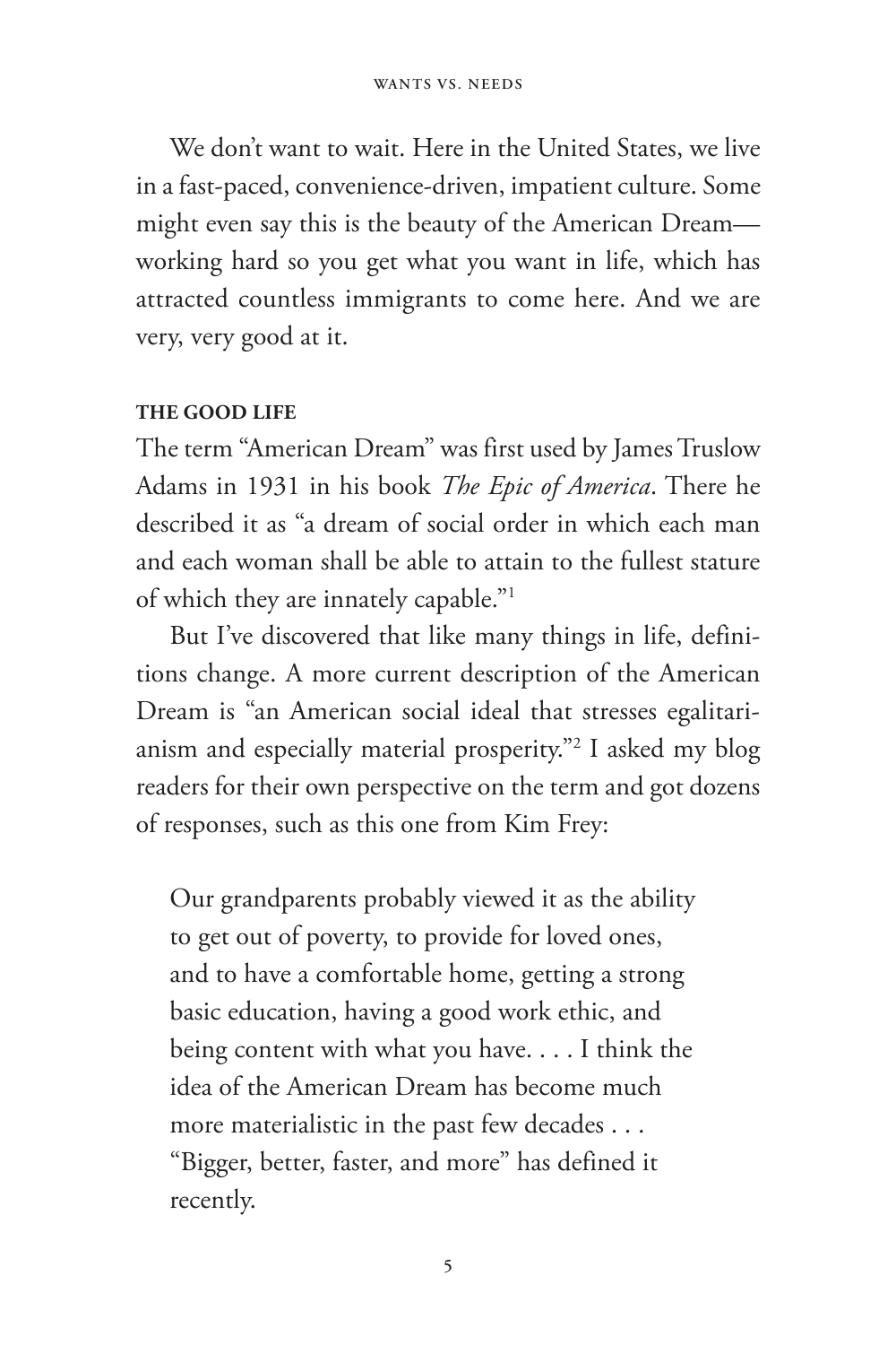We don't want to wait. Here in the United States, we live in a fast-paced, convenience-driven, impatient culture. Some might even say this is the beauty of the American Dream—working hard so you get what you want in life, which has attracted countless immigrants to come here. And we are very, very good at it.

### THE GOOD LIFE

The term "American Dream" was first used by James Truslow Adams in 1931 in his book *The Epic of America*. There he described it as "a dream of social order in which each man and each woman shall be able to attain to the fullest stature of which they are innately capable."[1]

But I've discovered that like many things in life, definitions change. A more current description of the American Dream is "an American social ideal that stresses egalitarianism and especially material prosperity."[2] I asked my blog readers for their own perspective on the term and got dozens of responses, such as this one from Kim Frey:

> Our grandparents probably viewed it as the ability to get out of poverty, to provide for loved ones, and to have a comfortable home, getting a strong basic education, having a good work ethic, and being content with what you have. . . . I think the idea of the American Dream has become much more materialistic in the past few decades . . . "Bigger, better, faster, and more" has defined it recently.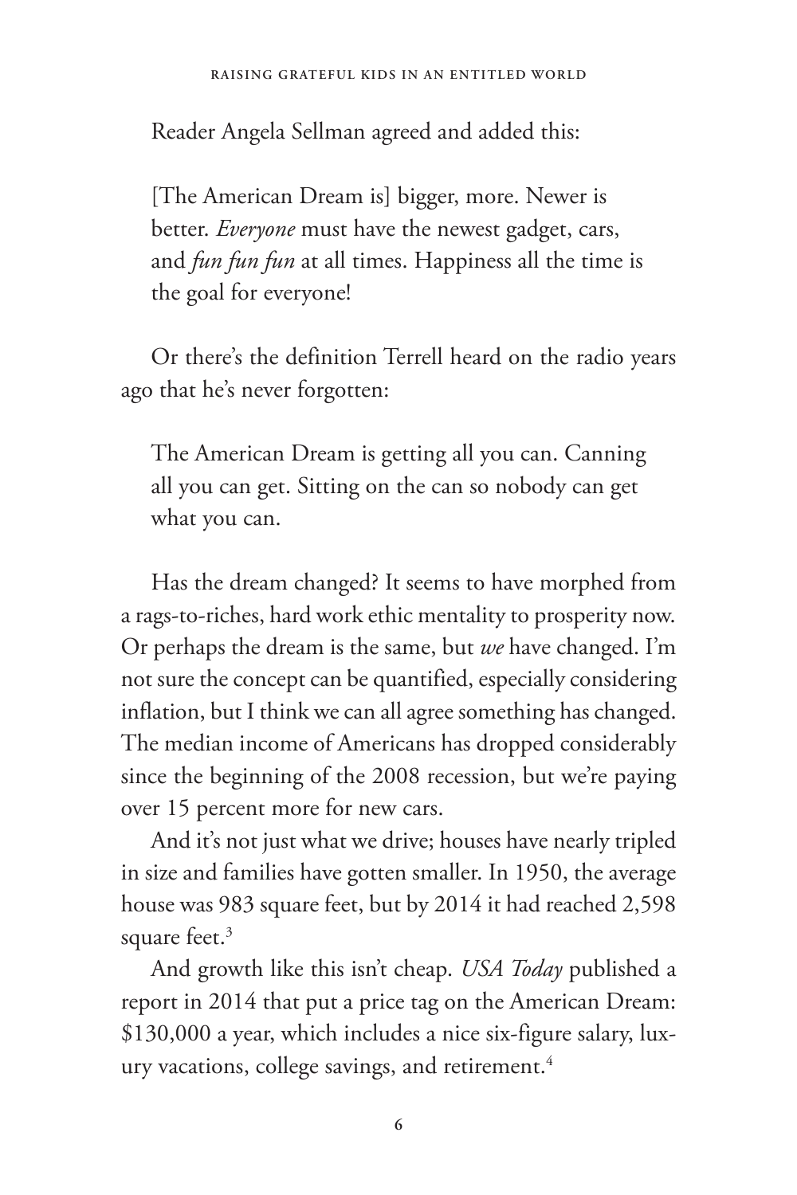Reader Angela Sellman agreed and added this:

> [The American Dream is] bigger, more. Newer is better. *Everyone* must have the newest gadget, cars, and *fun fun fun* at all times. Happiness all the time is the goal for everyone!

Or there's the definition Terrell heard on the radio years ago that he's never forgotten:

> The American Dream is getting all you can. Canning all you can get. Sitting on the can so nobody can get what you can.

Has the dream changed? It seems to have morphed from a rags-to-riches, hard work ethic mentality to prosperity now. Or perhaps the dream is the same, but *we* have changed. I'm not sure the concept can be quantified, especially considering inflation, but I think we can all agree something has changed. The median income of Americans has dropped considerably since the beginning of the 2008 recession, but we're paying over 15 percent more for new cars.

And it's not just what we drive; houses have nearly tripled in size and families have gotten smaller. In 1950, the average house was 983 square feet, but by 2014 it had reached 2,598 square feet.[3]

And growth like this isn't cheap. *USA Today* published a report in 2014 that put a price tag on the American Dream: $130,000 a year, which includes a nice six-figure salary, luxury vacations, college savings, and retirement.[4]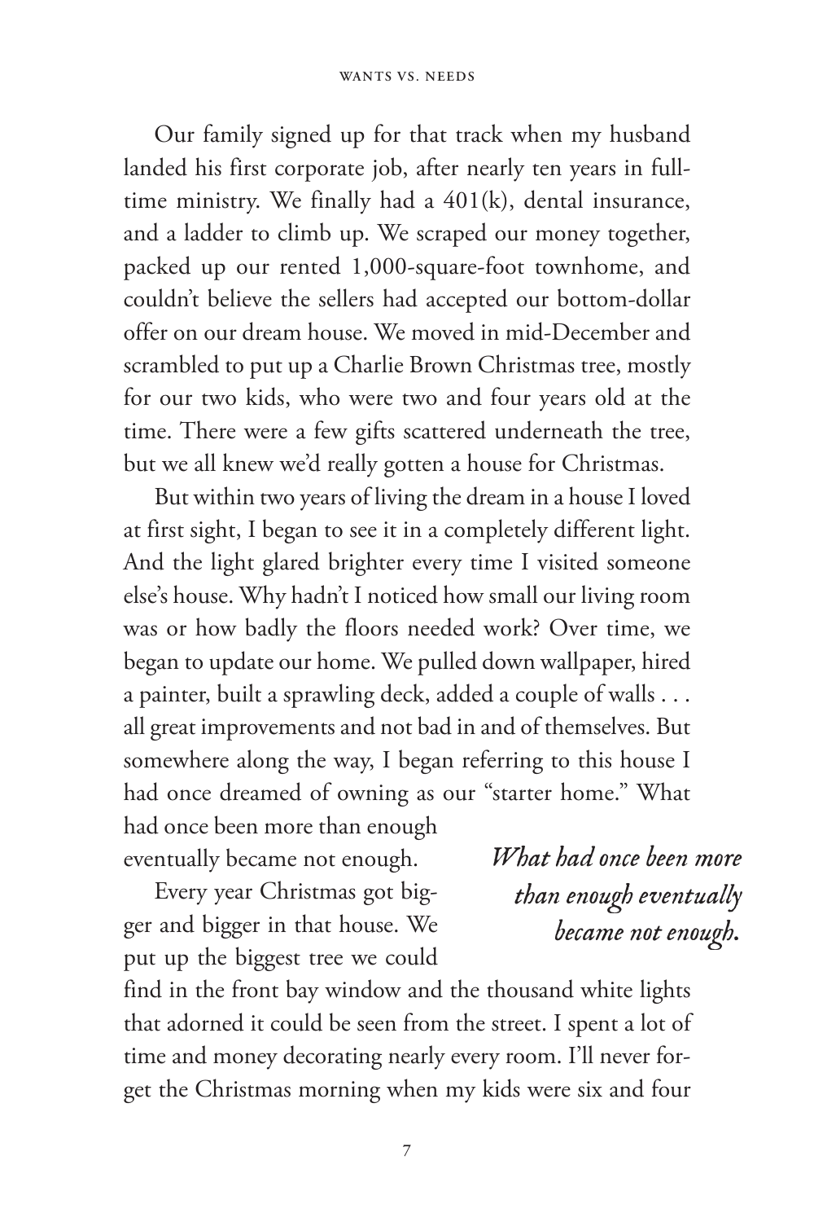Our family signed up for that track when my husband landed his first corporate job, after nearly ten years in full-time ministry. We finally had a 401(k), dental insurance, and a ladder to climb up. We scraped our money together, packed up our rented 1,000-square-foot townhome, and couldn't believe the sellers had accepted our bottom-dollar offer on our dream house. We moved in mid-December and scrambled to put up a Charlie Brown Christmas tree, mostly for our two kids, who were two and four years old at the time. There were a few gifts scattered underneath the tree, but we all knew we'd really gotten a house for Christmas.

But within two years of living the dream in a house I loved at first sight, I began to see it in a completely different light. And the light glared brighter every time I visited someone else's house. Why hadn't I noticed how small our living room was or how badly the floors needed work? Over time, we began to update our home. We pulled down wallpaper, hired a painter, built a sprawling deck, added a couple of walls . . . all great improvements and not bad in and of themselves. But somewhere along the way, I began referring to this house I had once dreamed of owning as our "starter home." What had once been more than enough eventually became not enough.

> *What had once been more than enough eventually became not enough.*

Every year Christmas got bigger and bigger in that house. We put up the biggest tree we could find in the front bay window and the thousand white lights that adorned it could be seen from the street. I spent a lot of time and money decorating nearly every room. I'll never forget the Christmas morning when my kids were six and four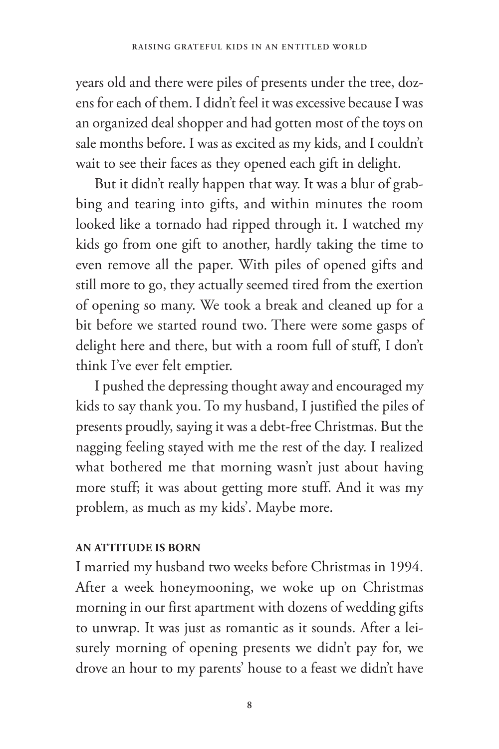years old and there were piles of presents under the tree, dozens for each of them. I didn't feel it was excessive because I was an organized deal shopper and had gotten most of the toys on sale months before. I was as excited as my kids, and I couldn't wait to see their faces as they opened each gift in delight.

But it didn't really happen that way. It was a blur of grabbing and tearing into gifts, and within minutes the room looked like a tornado had ripped through it. I watched my kids go from one gift to another, hardly taking the time to even remove all the paper. With piles of opened gifts and still more to go, they actually seemed tired from the exertion of opening so many. We took a break and cleaned up for a bit before we started round two. There were some gasps of delight here and there, but with a room full of stuff, I don't think I've ever felt emptier.

I pushed the depressing thought away and encouraged my kids to say thank you. To my husband, I justified the piles of presents proudly, saying it was a debt-free Christmas. But the nagging feeling stayed with me the rest of the day. I realized what bothered me that morning wasn't just about having more stuff; it was about getting more stuff. And it was my problem, as much as my kids'. Maybe more.

### AN ATTITUDE IS BORN

I married my husband two weeks before Christmas in 1994. After a week honeymooning, we woke up on Christmas morning in our first apartment with dozens of wedding gifts to unwrap. It was just as romantic as it sounds. After a leisurely morning of opening presents we didn't pay for, we drove an hour to my parents' house to a feast we didn't have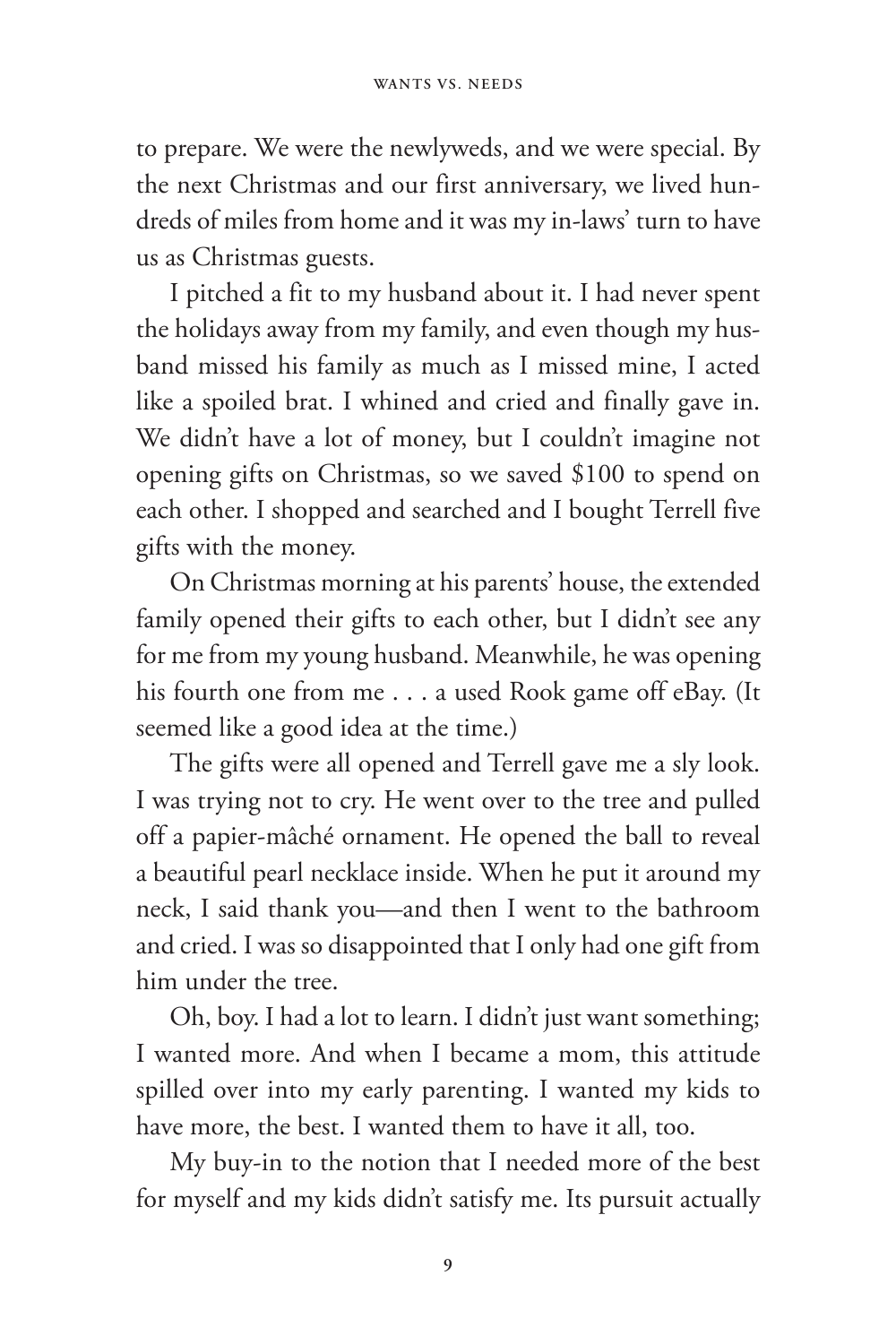to prepare. We were the newlyweds, and we were special. By the next Christmas and our first anniversary, we lived hundreds of miles from home and it was my in-laws' turn to have us as Christmas guests.

I pitched a fit to my husband about it. I had never spent the holidays away from my family, and even though my husband missed his family as much as I missed mine, I acted like a spoiled brat. I whined and cried and finally gave in. We didn't have a lot of money, but I couldn't imagine not opening gifts on Christmas, so we saved $100 to spend on each other. I shopped and searched and I bought Terrell five gifts with the money.

On Christmas morning at his parents' house, the extended family opened their gifts to each other, but I didn't see any for me from my young husband. Meanwhile, he was opening his fourth one from me . . . a used Rook game off eBay. (It seemed like a good idea at the time.)

The gifts were all opened and Terrell gave me a sly look. I was trying not to cry. He went over to the tree and pulled off a papier-mâché ornament. He opened the ball to reveal a beautiful pearl necklace inside. When he put it around my neck, I said thank you—and then I went to the bathroom and cried. I was so disappointed that I only had one gift from him under the tree.

Oh, boy. I had a lot to learn. I didn't just want something; I wanted more. And when I became a mom, this attitude spilled over into my early parenting. I wanted my kids to have more, the best. I wanted them to have it all, too.

My buy-in to the notion that I needed more of the best for myself and my kids didn't satisfy me. Its pursuit actually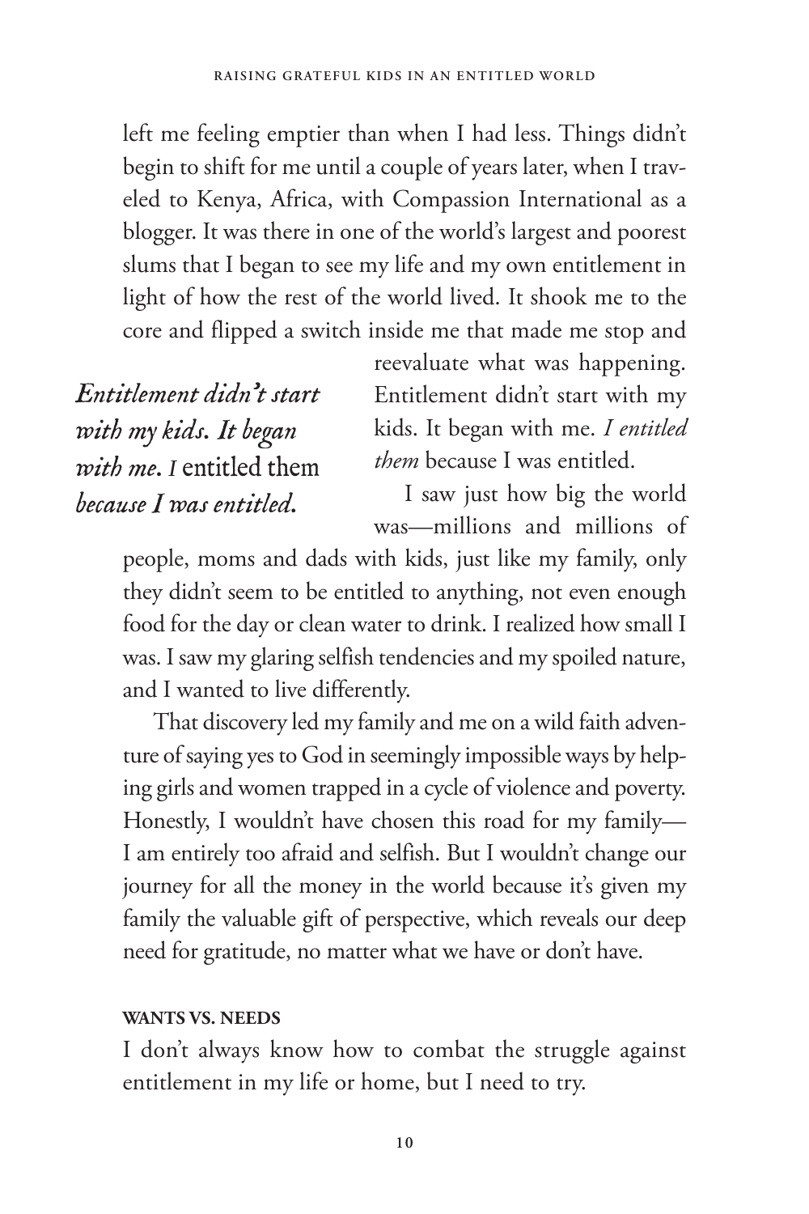left me feeling emptier than when I had less. Things didn't begin to shift for me until a couple of years later, when I traveled to Kenya, Africa, with Compassion International as a blogger. It was there in one of the world's largest and poorest slums that I began to see my life and my own entitlement in light of how the rest of the world lived. It shook me to the core and flipped a switch inside me that made me stop and reevaluate what was happening. Entitlement didn't start with my kids. It began with me. *I entitled them* because I was entitled.

> *Entitlement didn't start with my kids. It began with me. I* entitled them *because I was entitled.*

I saw just how big the world was—millions and millions of people, moms and dads with kids, just like my family, only they didn't seem to be entitled to anything, not even enough food for the day or clean water to drink. I realized how small I was. I saw my glaring selfish tendencies and my spoiled nature, and I wanted to live differently.

That discovery led my family and me on a wild faith adventure of saying yes to God in seemingly impossible ways by helping girls and women trapped in a cycle of violence and poverty. Honestly, I wouldn't have chosen this road for my family—I am entirely too afraid and selfish. But I wouldn't change our journey for all the money in the world because it's given my family the valuable gift of perspective, which reveals our deep need for gratitude, no matter what we have or don't have.

## WANTS VS. NEEDS

I don't always know how to combat the struggle against entitlement in my life or home, but I need to try.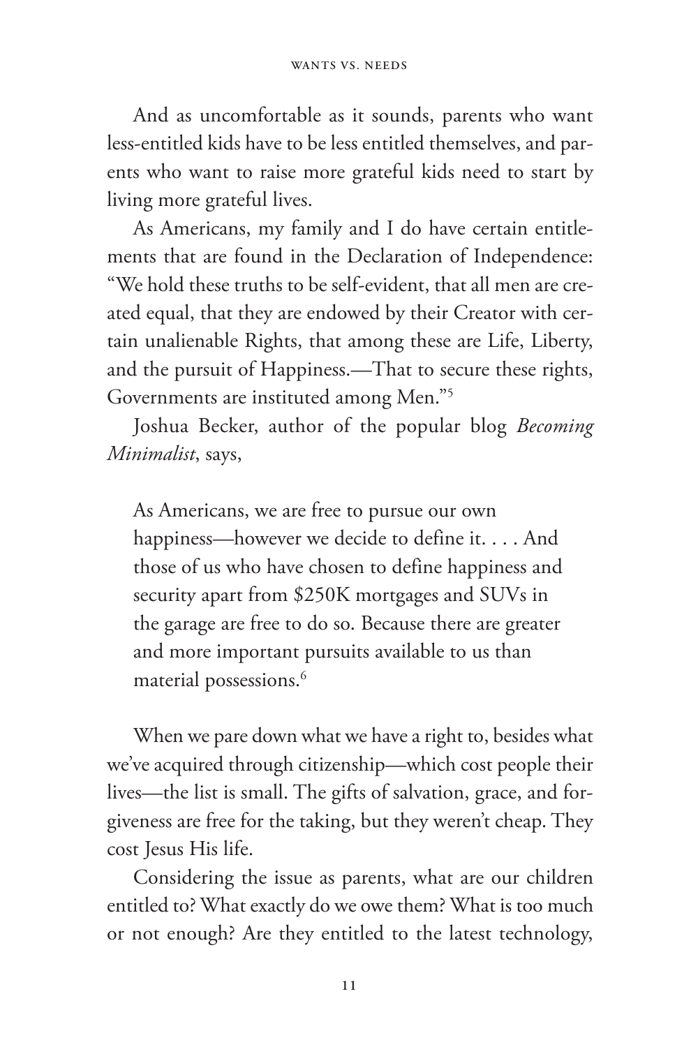And as uncomfortable as it sounds, parents who want less-entitled kids have to be less entitled themselves, and parents who want to raise more grateful kids need to start by living more grateful lives.

As Americans, my family and I do have certain entitlements that are found in the Declaration of Independence: "We hold these truths to be self-evident, that all men are created equal, that they are endowed by their Creator with certain unalienable Rights, that among these are Life, Liberty, and the pursuit of Happiness.—That to secure these rights, Governments are instituted among Men."[5]

Joshua Becker, author of the popular blog *Becoming Minimalist*, says,

> As Americans, we are free to pursue our own happiness—however we decide to define it. . . . And those of us who have chosen to define happiness and security apart from $250K mortgages and SUVs in the garage are free to do so. Because there are greater and more important pursuits available to us than material possessions.[6]

When we pare down what we have a right to, besides what we've acquired through citizenship—which cost people their lives—the list is small. The gifts of salvation, grace, and forgiveness are free for the taking, but they weren't cheap. They cost Jesus His life.

Considering the issue as parents, what are our children entitled to? What exactly do we owe them? What is too much or not enough? Are they entitled to the latest technology,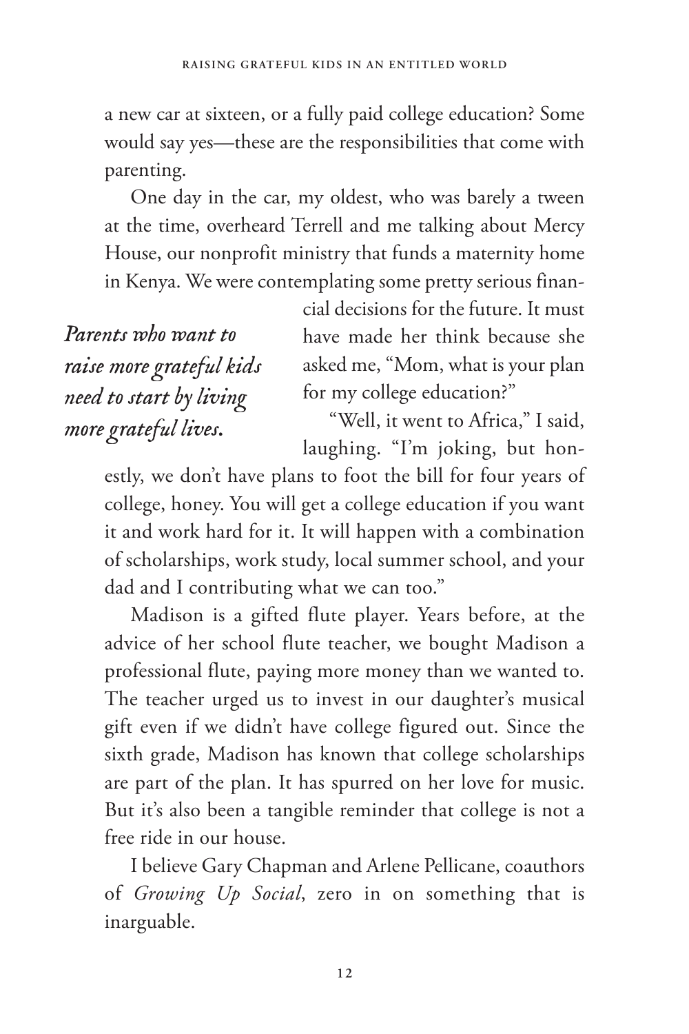a new car at sixteen, or a fully paid college education? Some would say yes—these are the responsibilities that come with parenting.

One day in the car, my oldest, who was barely a tween at the time, overheard Terrell and me talking about Mercy House, our nonprofit ministry that funds a maternity home in Kenya. We were contemplating some pretty serious financial decisions for the future. It must have made her think because she asked me, "Mom, what is your plan for my college education?"

*Parents who want to raise more grateful kids need to start by living more grateful lives.*

"Well, it went to Africa," I said, laughing. "I'm joking, but honestly, we don't have plans to foot the bill for four years of college, honey. You will get a college education if you want it and work hard for it. It will happen with a combination of scholarships, work study, local summer school, and your dad and I contributing what we can too."

Madison is a gifted flute player. Years before, at the advice of her school flute teacher, we bought Madison a professional flute, paying more money than we wanted to. The teacher urged us to invest in our daughter's musical gift even if we didn't have college figured out. Since the sixth grade, Madison has known that college scholarships are part of the plan. It has spurred on her love for music. But it's also been a tangible reminder that college is not a free ride in our house.

I believe Gary Chapman and Arlene Pellicane, coauthors of *Growing Up Social*, zero in on something that is inarguable.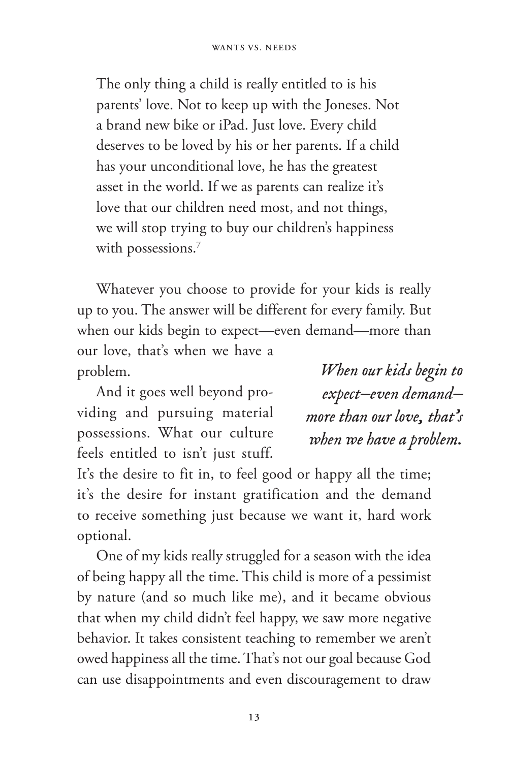> The only thing a child is really entitled to is his parents' love. Not to keep up with the Joneses. Not a brand new bike or iPad. Just love. Every child deserves to be loved by his or her parents. If a child has your unconditional love, he has the greatest asset in the world. If we as parents can realize it's love that our children need most, and not things, we will stop trying to buy our children's happiness with possessions.[7]

Whatever you choose to provide for your kids is really up to you. The answer will be different for every family. But when our kids begin to expect—even demand—more than our love, that's when we have a problem.

*When our kids begin to expect—even demand—more than our love, that's when we have a problem.*

And it goes well beyond providing and pursuing material possessions. What our culture feels entitled to isn't just stuff. It's the desire to fit in, to feel good or happy all the time; it's the desire for instant gratification and the demand to receive something just because we want it, hard work optional.

One of my kids really struggled for a season with the idea of being happy all the time. This child is more of a pessimist by nature (and so much like me), and it became obvious that when my child didn't feel happy, we saw more negative behavior. It takes consistent teaching to remember we aren't owed happiness all the time. That's not our goal because God can use disappointments and even discouragement to draw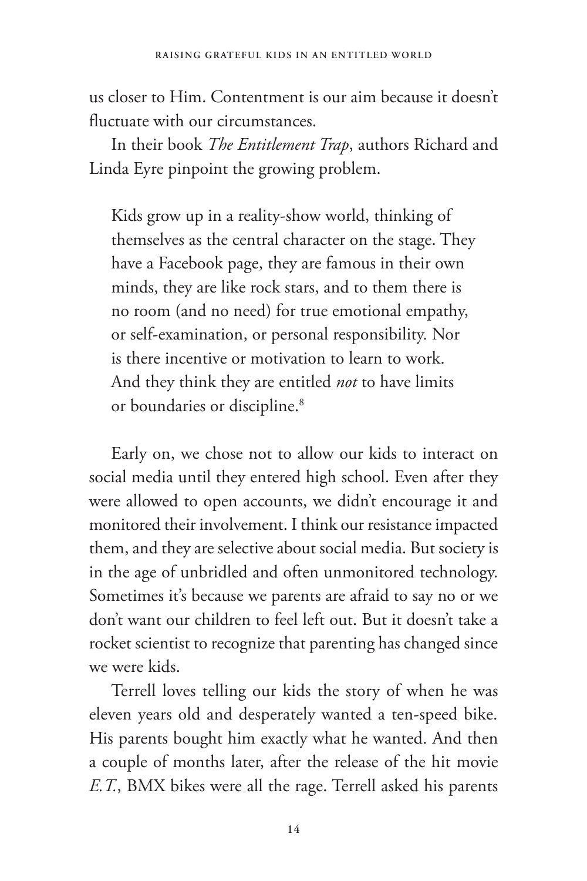us closer to Him. Contentment is our aim because it doesn't fluctuate with our circumstances.

In their book *The Entitlement Trap*, authors Richard and Linda Eyre pinpoint the growing problem.

> Kids grow up in a reality-show world, thinking of themselves as the central character on the stage. They have a Facebook page, they are famous in their own minds, they are like rock stars, and to them there is no room (and no need) for true emotional empathy, or self-examination, or personal responsibility. Nor is there incentive or motivation to learn to work. And they think they are entitled *not* to have limits or boundaries or discipline.[8]

Early on, we chose not to allow our kids to interact on social media until they entered high school. Even after they were allowed to open accounts, we didn't encourage it and monitored their involvement. I think our resistance impacted them, and they are selective about social media. But society is in the age of unbridled and often unmonitored technology. Sometimes it's because we parents are afraid to say no or we don't want our children to feel left out. But it doesn't take a rocket scientist to recognize that parenting has changed since we were kids.

Terrell loves telling our kids the story of when he was eleven years old and desperately wanted a ten-speed bike. His parents bought him exactly what he wanted. And then a couple of months later, after the release of the hit movie *E.T.*, BMX bikes were all the rage. Terrell asked his parents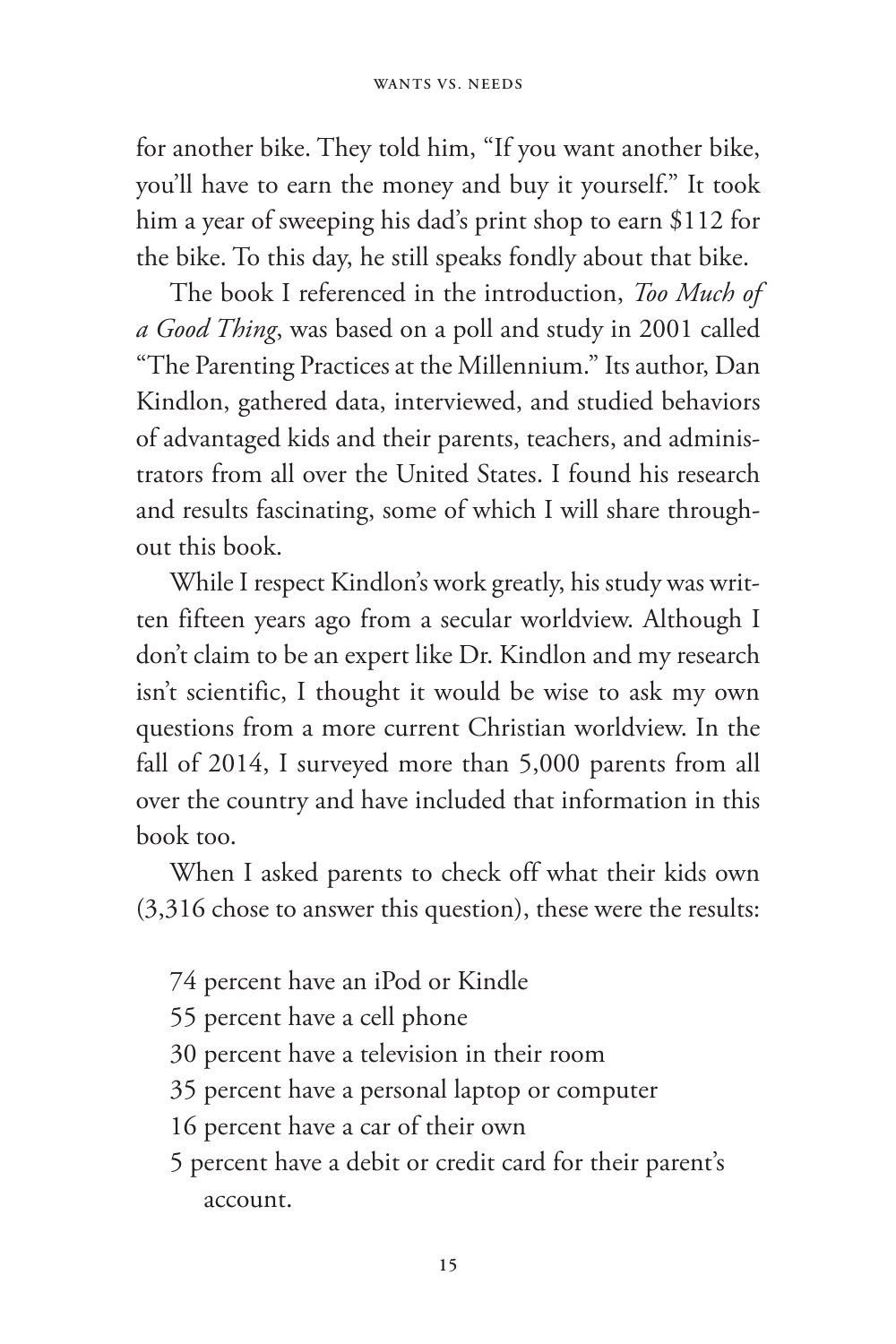for another bike. They told him, "If you want another bike, you'll have to earn the money and buy it yourself." It took him a year of sweeping his dad's print shop to earn $112 for the bike. To this day, he still speaks fondly about that bike.

The book I referenced in the introduction, *Too Much of a Good Thing*, was based on a poll and study in 2001 called "The Parenting Practices at the Millennium." Its author, Dan Kindlon, gathered data, interviewed, and studied behaviors of advantaged kids and their parents, teachers, and administrators from all over the United States. I found his research and results fascinating, some of which I will share throughout this book.

While I respect Kindlon's work greatly, his study was written fifteen years ago from a secular worldview. Although I don't claim to be an expert like Dr. Kindlon and my research isn't scientific, I thought it would be wise to ask my own questions from a more current Christian worldview. In the fall of 2014, I surveyed more than 5,000 parents from all over the country and have included that information in this book too.

When I asked parents to check off what their kids own (3,316 chose to answer this question), these were the results:

- 74 percent have an iPod or Kindle
- 55 percent have a cell phone
- 30 percent have a television in their room
- 35 percent have a personal laptop or computer
- 16 percent have a car of their own
- 5 percent have a debit or credit card for their parent's account.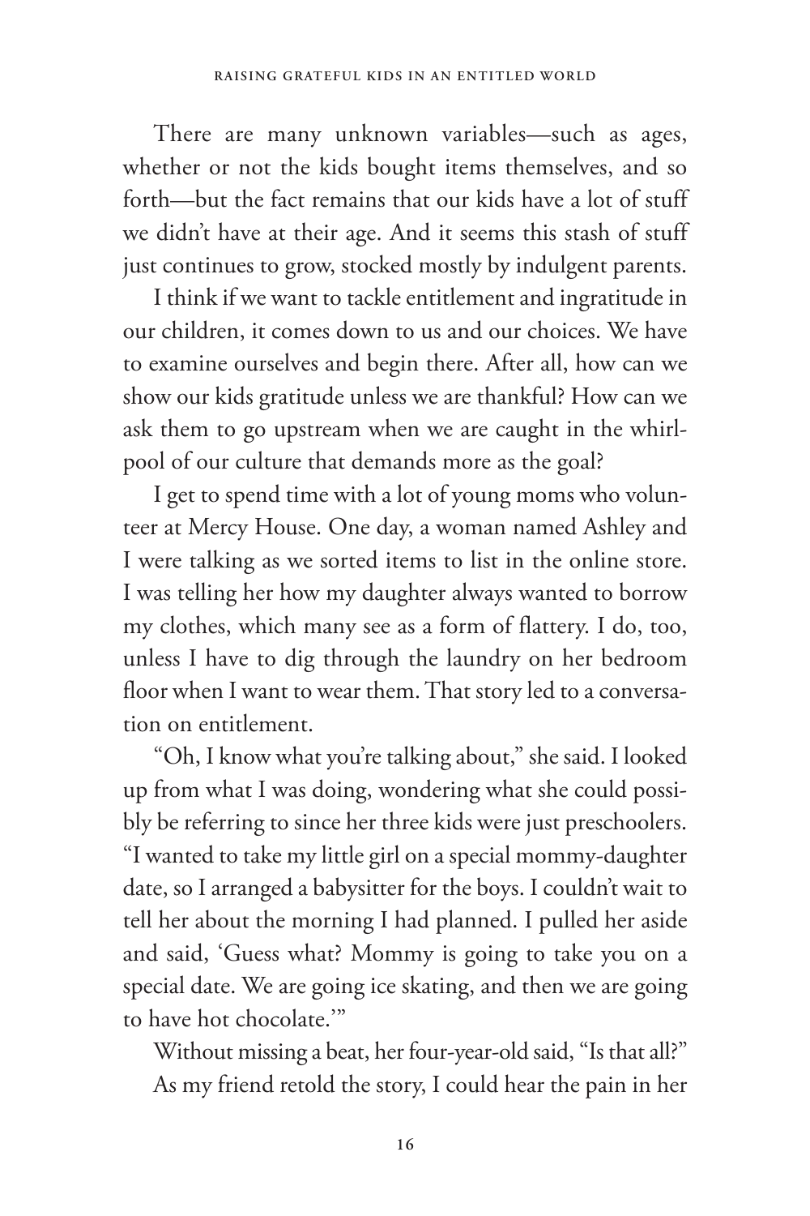There are many unknown variables—such as ages, whether or not the kids bought items themselves, and so forth—but the fact remains that our kids have a lot of stuff we didn't have at their age. And it seems this stash of stuff just continues to grow, stocked mostly by indulgent parents.

I think if we want to tackle entitlement and ingratitude in our children, it comes down to us and our choices. We have to examine ourselves and begin there. After all, how can we show our kids gratitude unless we are thankful? How can we ask them to go upstream when we are caught in the whirlpool of our culture that demands more as the goal?

I get to spend time with a lot of young moms who volunteer at Mercy House. One day, a woman named Ashley and I were talking as we sorted items to list in the online store. I was telling her how my daughter always wanted to borrow my clothes, which many see as a form of flattery. I do, too, unless I have to dig through the laundry on her bedroom floor when I want to wear them. That story led to a conversation on entitlement.

"Oh, I know what you're talking about," she said. I looked up from what I was doing, wondering what she could possibly be referring to since her three kids were just preschoolers. "I wanted to take my little girl on a special mommy-daughter date, so I arranged a babysitter for the boys. I couldn't wait to tell her about the morning I had planned. I pulled her aside and said, 'Guess what? Mommy is going to take you on a special date. We are going ice skating, and then we are going to have hot chocolate.'"

Without missing a beat, her four-year-old said, "Is that all?"

As my friend retold the story, I could hear the pain in her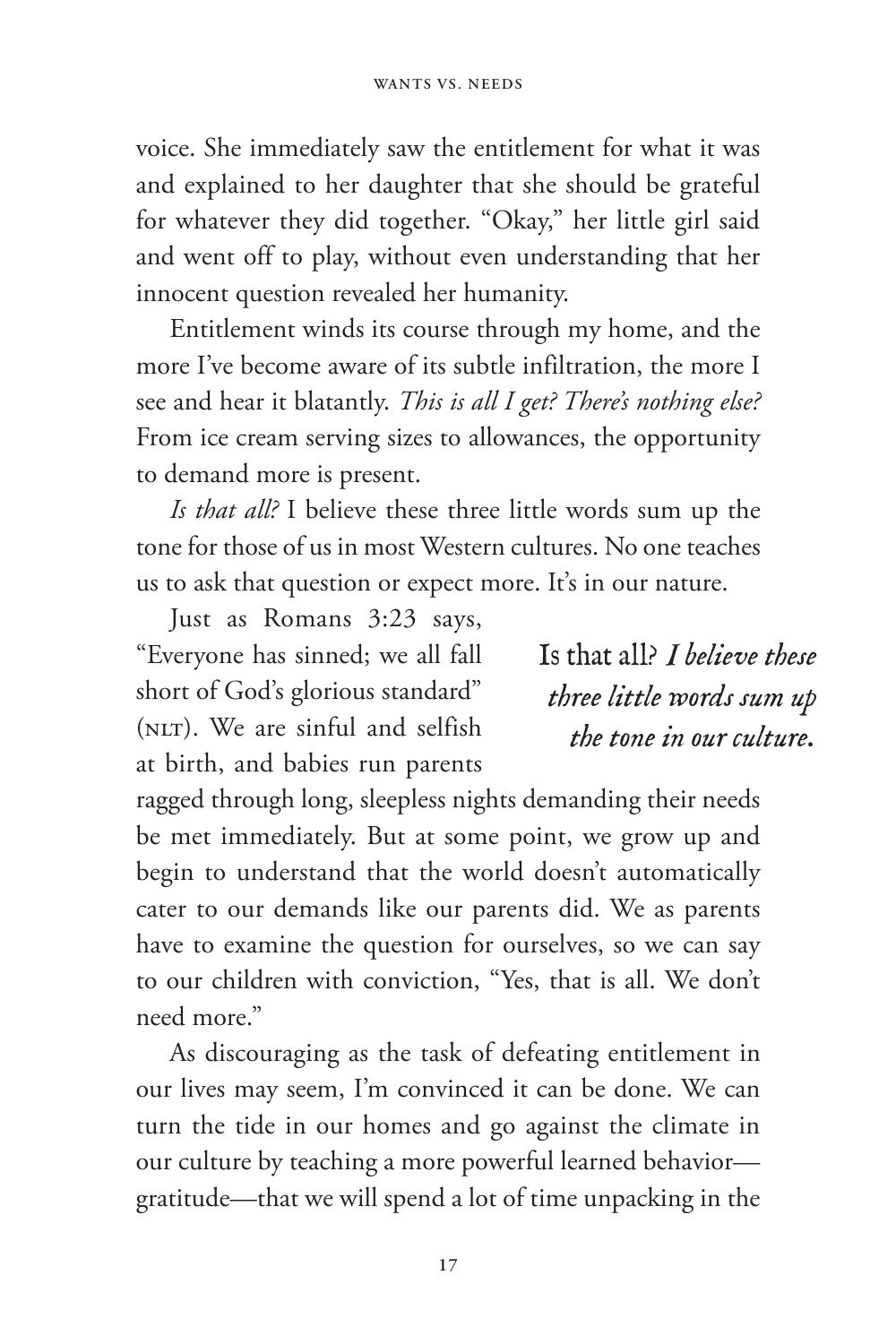voice. She immediately saw the entitlement for what it was and explained to her daughter that she should be grateful for whatever they did together. "Okay," her little girl said and went off to play, without even understanding that her innocent question revealed her humanity.

Entitlement winds its course through my home, and the more I've become aware of its subtle infiltration, the more I see and hear it blatantly. *This is all I get? There's nothing else?* From ice cream serving sizes to allowances, the opportunity to demand more is present.

*Is that all?* I believe these three little words sum up the tone for those of us in most Western cultures. No one teaches us to ask that question or expect more. It's in our nature.

> Is that all? *I believe these three little words sum up the tone in our culture.*

Just as Romans 3:23 says, "Everyone has sinned; we all fall short of God's glorious standard" (NLT). We are sinful and selfish at birth, and babies run parents ragged through long, sleepless nights demanding their needs be met immediately. But at some point, we grow up and begin to understand that the world doesn't automatically cater to our demands like our parents did. We as parents have to examine the question for ourselves, so we can say to our children with conviction, "Yes, that is all. We don't need more."

As discouraging as the task of defeating entitlement in our lives may seem, I'm convinced it can be done. We can turn the tide in our homes and go against the climate in our culture by teaching a more powerful learned behavior—gratitude—that we will spend a lot of time unpacking in the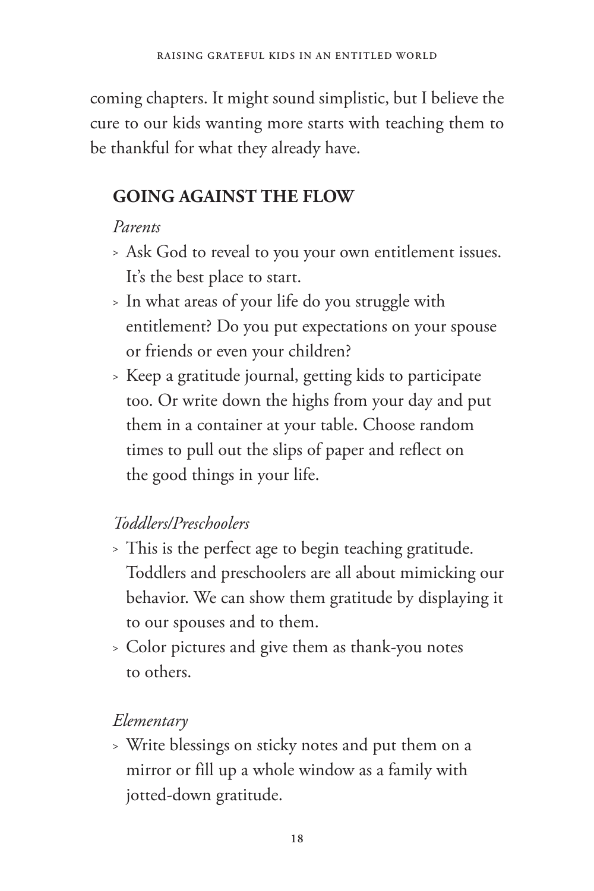coming chapters. It might sound simplistic, but I believe the cure to our kids wanting more starts with teaching them to be thankful for what they already have.

## GOING AGAINST THE FLOW

*Parents*

- Ask God to reveal to you your own entitlement issues. It's the best place to start.
- In what areas of your life do you struggle with entitlement? Do you put expectations on your spouse or friends or even your children?
- Keep a gratitude journal, getting kids to participate too. Or write down the highs from your day and put them in a container at your table. Choose random times to pull out the slips of paper and reflect on the good things in your life.

*Toddlers/Preschoolers*

- This is the perfect age to begin teaching gratitude. Toddlers and preschoolers are all about mimicking our behavior. We can show them gratitude by displaying it to our spouses and to them.
- Color pictures and give them as thank-you notes to others.

*Elementary*

- Write blessings on sticky notes and put them on a mirror or fill up a whole window as a family with jotted-down gratitude.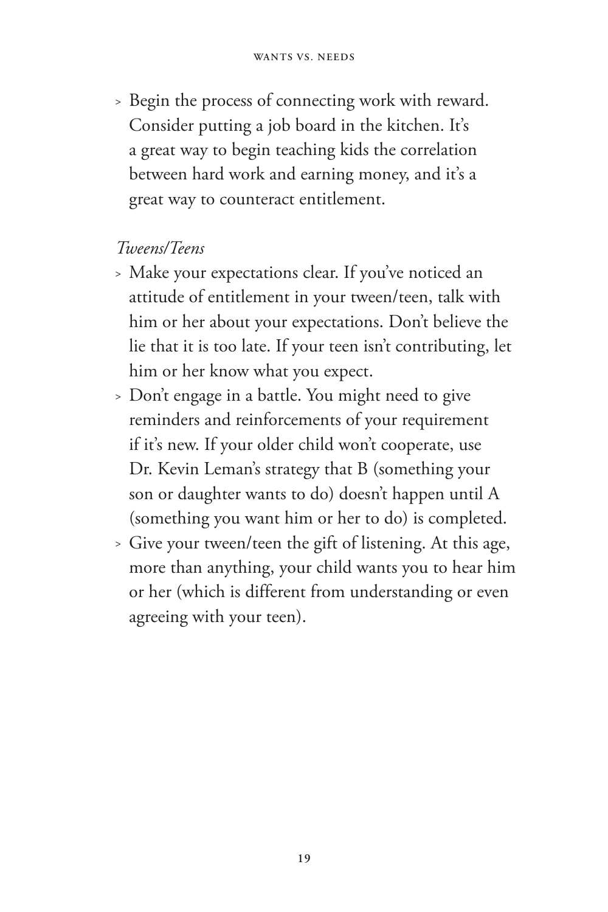- Begin the process of connecting work with reward. Consider putting a job board in the kitchen. It's a great way to begin teaching kids the correlation between hard work and earning money, and it's a great way to counteract entitlement.

*Tweens/Teens*

- Make your expectations clear. If you've noticed an attitude of entitlement in your tween/teen, talk with him or her about your expectations. Don't believe the lie that it is too late. If your teen isn't contributing, let him or her know what you expect.
- Don't engage in a battle. You might need to give reminders and reinforcements of your requirement if it's new. If your older child won't cooperate, use Dr. Kevin Leman's strategy that B (something your son or daughter wants to do) doesn't happen until A (something you want him or her to do) is completed.
- Give your tween/teen the gift of listening. At this age, more than anything, your child wants you to hear him or her (which is different from understanding or even agreeing with your teen).